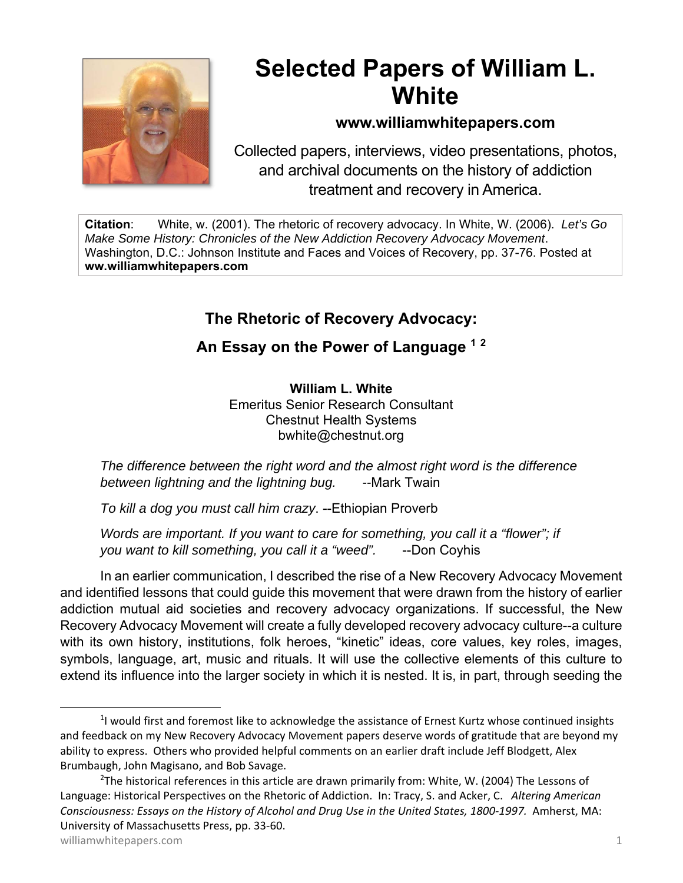# Selected Papers of William L. White

**www.williamwhitepapers.com**

Collected papers, interviews, video presentations, photos, and archival documents on the history of addiction treatment and recovery in America.

**Citation**: White, w. (2001). The rhetoric of recovery advocacy. In White, W. (2006). *Let's Go Make Some History: Chronicles of the New Addiction Recovery Advocacy Movement*. Washington, D.C.: Johnson Institute and Faces and Voices of Recovery, pp. 37-76. Posted at **ww.williamwhitepapers.com**

## The Rhetoric of Recovery Advocacy: An Essay on the Power of Language [1] [2]

**William L. White**
Emeritus Senior Research Consultant
Chestnut Health Systems
bwhite@chestnut.org

*The difference between the right word and the almost right word is the difference between lightning and the lightning bug.* --Mark Twain

*To kill a dog you must call him crazy*. --Ethiopian Proverb

*Words are important. If you want to care for something, you call it a "flower"; if you want to kill something, you call it a "weed".* --Don Coyhis

In an earlier communication, I described the rise of a New Recovery Advocacy Movement and identified lessons that could guide this movement that were drawn from the history of earlier addiction mutual aid societies and recovery advocacy organizations. If successful, the New Recovery Advocacy Movement will create a fully developed recovery advocacy culture--a culture with its own history, institutions, folk heroes, "kinetic" ideas, core values, key roles, images, symbols, language, art, music and rituals. It will use the collective elements of this culture to extend its influence into the larger society in which it is nested. It is, in part, through seeding the

---

[1] I would first and foremost like to acknowledge the assistance of Ernest Kurtz whose continued insights and feedback on my New Recovery Advocacy Movement papers deserve words of gratitude that are beyond my ability to express. Others who provided helpful comments on an earlier draft include Jeff Blodgett, Alex Brumbaugh, John Magisano, and Bob Savage.

[2] The historical references in this article are drawn primarily from: White, W. (2004) The Lessons of Language: Historical Perspectives on the Rhetoric of Addiction. In: Tracy, S. and Acker, C. *Altering American Consciousness: Essays on the History of Alcohol and Drug Use in the United States, 1800-1997.* Amherst, MA: University of Massachusetts Press, pp. 33-60.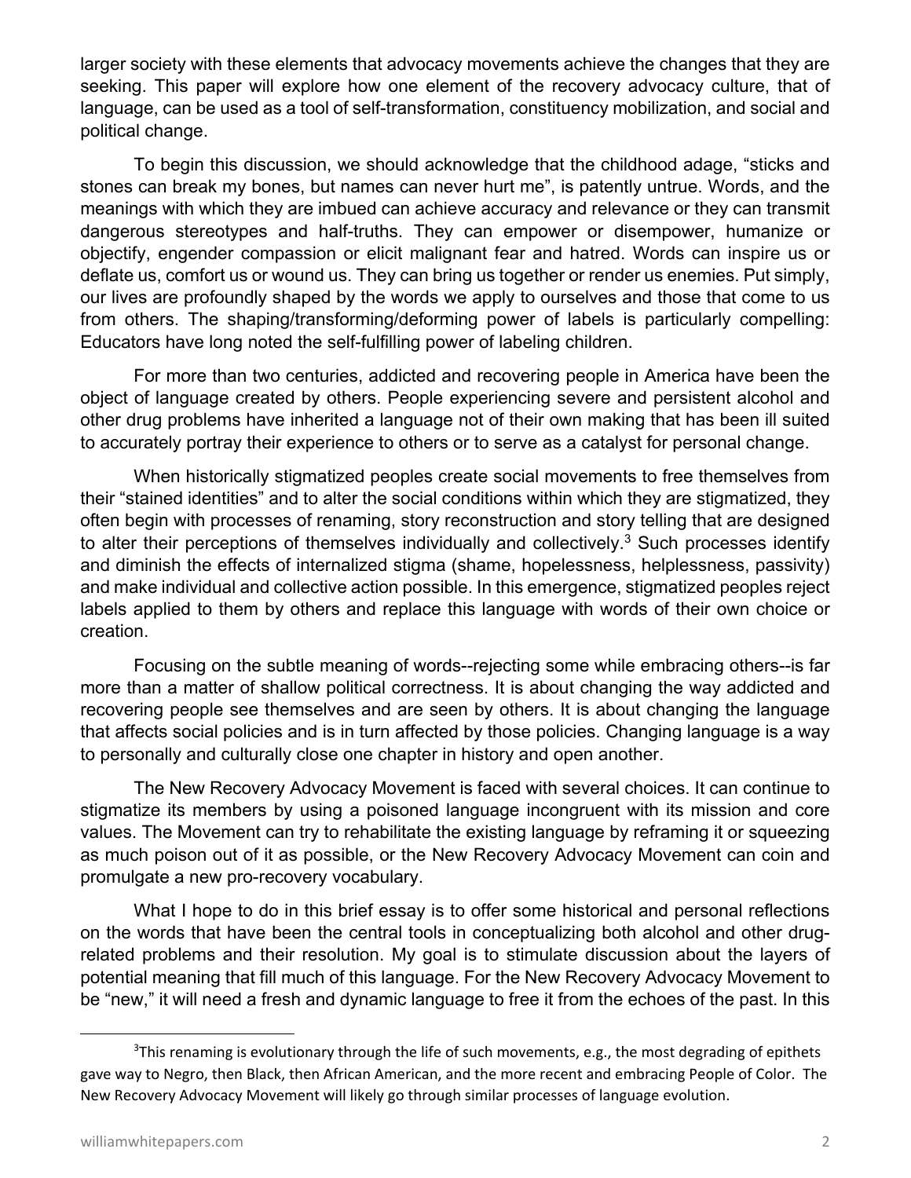larger society with these elements that advocacy movements achieve the changes that they are seeking. This paper will explore how one element of the recovery advocacy culture, that of language, can be used as a tool of self-transformation, constituency mobilization, and social and political change.

To begin this discussion, we should acknowledge that the childhood adage, "sticks and stones can break my bones, but names can never hurt me", is patently untrue. Words, and the meanings with which they are imbued can achieve accuracy and relevance or they can transmit dangerous stereotypes and half-truths. They can empower or disempower, humanize or objectify, engender compassion or elicit malignant fear and hatred. Words can inspire us or deflate us, comfort us or wound us. They can bring us together or render us enemies. Put simply, our lives are profoundly shaped by the words we apply to ourselves and those that come to us from others. The shaping/transforming/deforming power of labels is particularly compelling: Educators have long noted the self-fulfilling power of labeling children.

For more than two centuries, addicted and recovering people in America have been the object of language created by others. People experiencing severe and persistent alcohol and other drug problems have inherited a language not of their own making that has been ill suited to accurately portray their experience to others or to serve as a catalyst for personal change.

When historically stigmatized peoples create social movements to free themselves from their "stained identities" and to alter the social conditions within which they are stigmatized, they often begin with processes of renaming, story reconstruction and story telling that are designed to alter their perceptions of themselves individually and collectively.[3] Such processes identify and diminish the effects of internalized stigma (shame, hopelessness, helplessness, passivity) and make individual and collective action possible. In this emergence, stigmatized peoples reject labels applied to them by others and replace this language with words of their own choice or creation.

Focusing on the subtle meaning of words--rejecting some while embracing others--is far more than a matter of shallow political correctness. It is about changing the way addicted and recovering people see themselves and are seen by others. It is about changing the language that affects social policies and is in turn affected by those policies. Changing language is a way to personally and culturally close one chapter in history and open another.

The New Recovery Advocacy Movement is faced with several choices. It can continue to stigmatize its members by using a poisoned language incongruent with its mission and core values. The Movement can try to rehabilitate the existing language by reframing it or squeezing as much poison out of it as possible, or the New Recovery Advocacy Movement can coin and promulgate a new pro-recovery vocabulary.

What I hope to do in this brief essay is to offer some historical and personal reflections on the words that have been the central tools in conceptualizing both alcohol and other drug-related problems and their resolution. My goal is to stimulate discussion about the layers of potential meaning that fill much of this language. For the New Recovery Advocacy Movement to be "new," it will need a fresh and dynamic language to free it from the echoes of the past. In this

---

[3] This renaming is evolutionary through the life of such movements, e.g., the most degrading of epithets gave way to Negro, then Black, then African American, and the more recent and embracing People of Color. The New Recovery Advocacy Movement will likely go through similar processes of language evolution.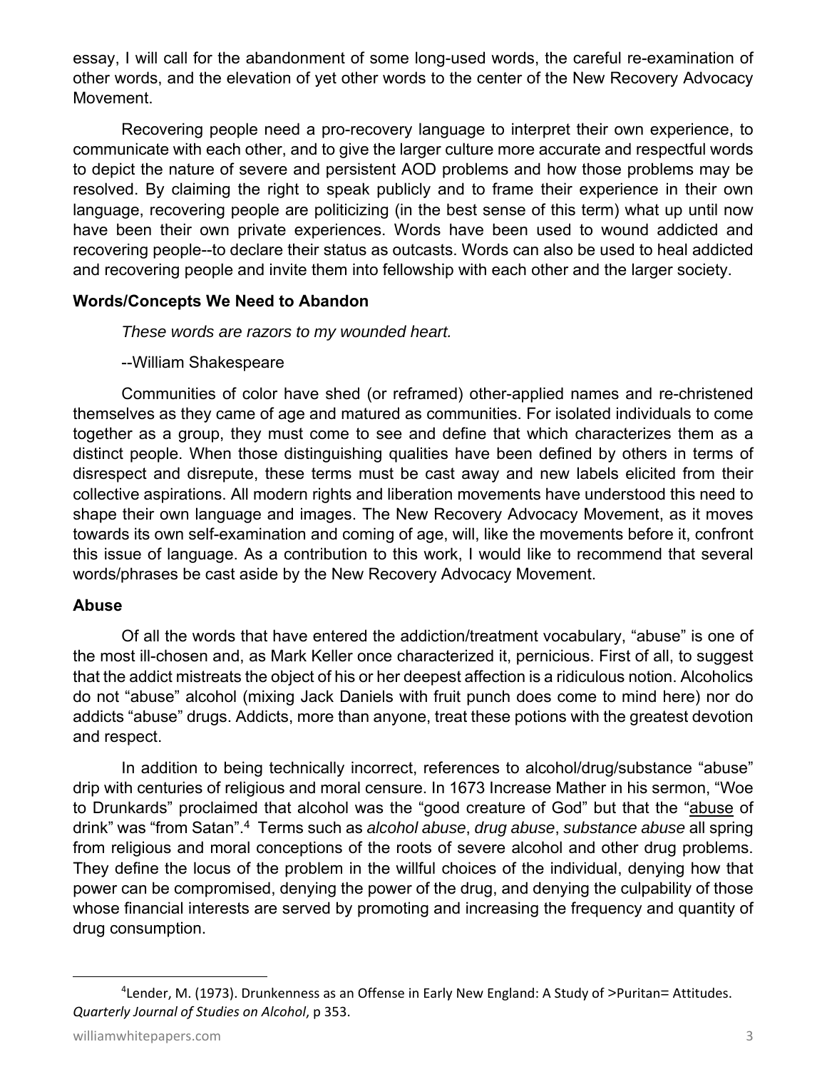essay, I will call for the abandonment of some long-used words, the careful re-examination of other words, and the elevation of yet other words to the center of the New Recovery Advocacy Movement.

Recovering people need a pro-recovery language to interpret their own experience, to communicate with each other, and to give the larger culture more accurate and respectful words to depict the nature of severe and persistent AOD problems and how those problems may be resolved. By claiming the right to speak publicly and to frame their experience in their own language, recovering people are politicizing (in the best sense of this term) what up until now have been their own private experiences. Words have been used to wound addicted and recovering people--to declare their status as outcasts. Words can also be used to heal addicted and recovering people and invite them into fellowship with each other and the larger society.

### Words/Concepts We Need to Abandon

*These words are razors to my wounded heart.*

--William Shakespeare

Communities of color have shed (or reframed) other-applied names and re-christened themselves as they came of age and matured as communities. For isolated individuals to come together as a group, they must come to see and define that which characterizes them as a distinct people. When those distinguishing qualities have been defined by others in terms of disrespect and disrepute, these terms must be cast away and new labels elicited from their collective aspirations. All modern rights and liberation movements have understood this need to shape their own language and images. The New Recovery Advocacy Movement, as it moves towards its own self-examination and coming of age, will, like the movements before it, confront this issue of language. As a contribution to this work, I would like to recommend that several words/phrases be cast aside by the New Recovery Advocacy Movement.

### Abuse

Of all the words that have entered the addiction/treatment vocabulary, "abuse" is one of the most ill-chosen and, as Mark Keller once characterized it, pernicious. First of all, to suggest that the addict mistreats the object of his or her deepest affection is a ridiculous notion. Alcoholics do not "abuse" alcohol (mixing Jack Daniels with fruit punch does come to mind here) nor do addicts "abuse" drugs. Addicts, more than anyone, treat these potions with the greatest devotion and respect.

In addition to being technically incorrect, references to alcohol/drug/substance "abuse" drip with centuries of religious and moral censure. In 1673 Increase Mather in his sermon, "Woe to Drunkards" proclaimed that alcohol was the "good creature of God" but that the "abuse of drink" was "from Satan".[4] Terms such as *alcohol abuse*, *drug abuse*, *substance abuse* all spring from religious and moral conceptions of the roots of severe alcohol and other drug problems. They define the locus of the problem in the willful choices of the individual, denying how that power can be compromised, denying the power of the drug, and denying the culpability of those whose financial interests are served by promoting and increasing the frequency and quantity of drug consumption.

---

[4] Lender, M. (1973). Drunkenness as an Offense in Early New England: A Study of >Puritan= Attitudes. *Quarterly Journal of Studies on Alcohol*, p 353.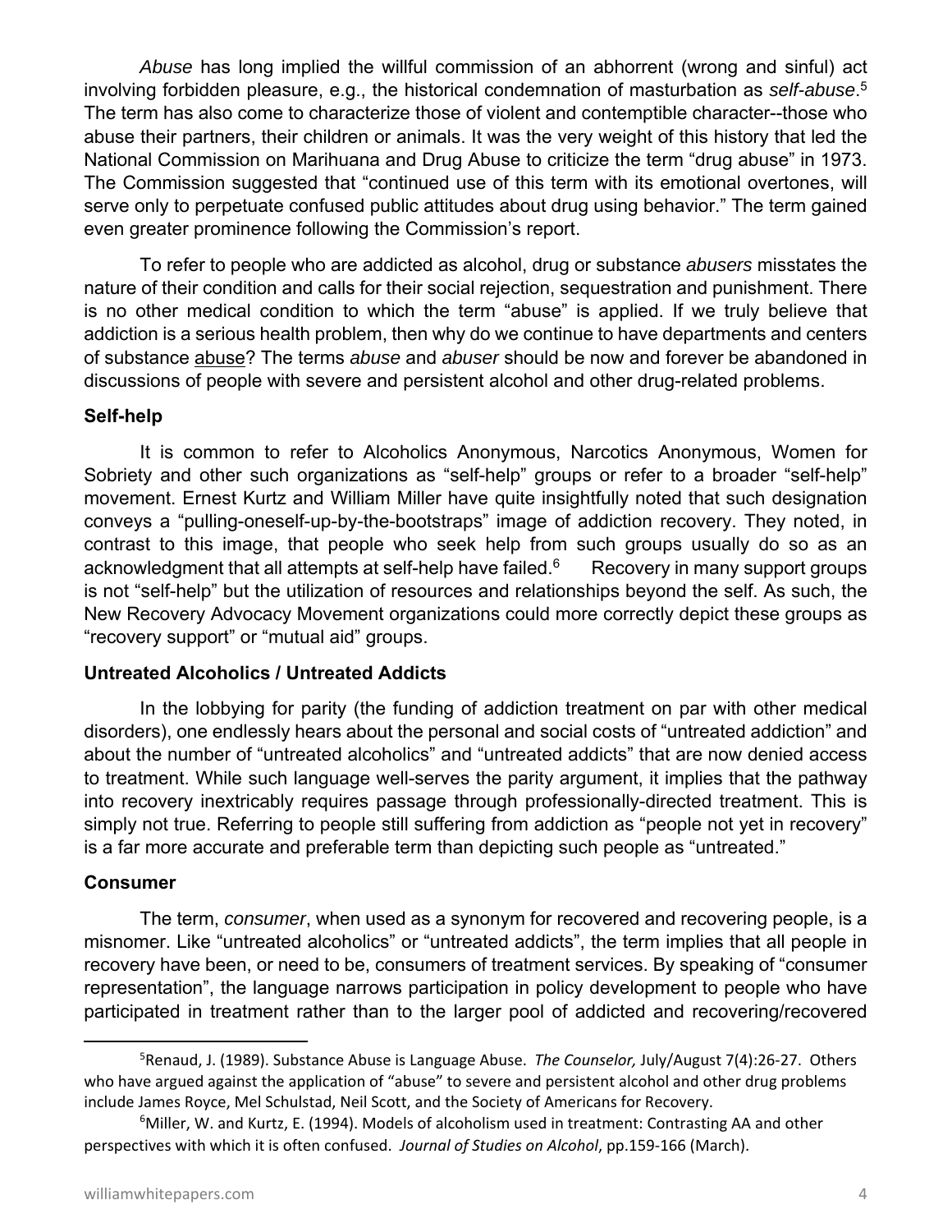*Abuse* has long implied the willful commission of an abhorrent (wrong and sinful) act involving forbidden pleasure, e.g., the historical condemnation of masturbation as *self-abuse*.[5] The term has also come to characterize those of violent and contemptible character--those who abuse their partners, their children or animals. It was the very weight of this history that led the National Commission on Marihuana and Drug Abuse to criticize the term "drug abuse" in 1973. The Commission suggested that "continued use of this term with its emotional overtones, will serve only to perpetuate confused public attitudes about drug using behavior." The term gained even greater prominence following the Commission's report.

To refer to people who are addicted as alcohol, drug or substance *abusers* misstates the nature of their condition and calls for their social rejection, sequestration and punishment. There is no other medical condition to which the term "abuse" is applied. If we truly believe that addiction is a serious health problem, then why do we continue to have departments and centers of substance abuse? The terms *abuse* and *abuser* should be now and forever be abandoned in discussions of people with severe and persistent alcohol and other drug-related problems.

**Self-help**

It is common to refer to Alcoholics Anonymous, Narcotics Anonymous, Women for Sobriety and other such organizations as "self-help" groups or refer to a broader "self-help" movement. Ernest Kurtz and William Miller have quite insightfully noted that such designation conveys a "pulling-oneself-up-by-the-bootstraps" image of addiction recovery. They noted, in contrast to this image, that people who seek help from such groups usually do so as an acknowledgment that all attempts at self-help have failed.[6] Recovery in many support groups is not "self-help" but the utilization of resources and relationships beyond the self. As such, the New Recovery Advocacy Movement organizations could more correctly depict these groups as "recovery support" or "mutual aid" groups.

**Untreated Alcoholics / Untreated Addicts**

In the lobbying for parity (the funding of addiction treatment on par with other medical disorders), one endlessly hears about the personal and social costs of "untreated addiction" and about the number of "untreated alcoholics" and "untreated addicts" that are now denied access to treatment. While such language well-serves the parity argument, it implies that the pathway into recovery inextricably requires passage through professionally-directed treatment. This is simply not true. Referring to people still suffering from addiction as "people not yet in recovery" is a far more accurate and preferable term than depicting such people as "untreated."

**Consumer**

The term, *consumer*, when used as a synonym for recovered and recovering people, is a misnomer. Like "untreated alcoholics" or "untreated addicts", the term implies that all people in recovery have been, or need to be, consumers of treatment services. By speaking of "consumer representation", the language narrows participation in policy development to people who have participated in treatment rather than to the larger pool of addicted and recovering/recovered

---

[5] Renaud, J. (1989). Substance Abuse is Language Abuse. *The Counselor,* July/August 7(4):26-27. Others who have argued against the application of "abuse" to severe and persistent alcohol and other drug problems include James Royce, Mel Schulstad, Neil Scott, and the Society of Americans for Recovery.

[6] Miller, W. and Kurtz, E. (1994). Models of alcoholism used in treatment: Contrasting AA and other perspectives with which it is often confused. *Journal of Studies on Alcohol*, pp.159-166 (March).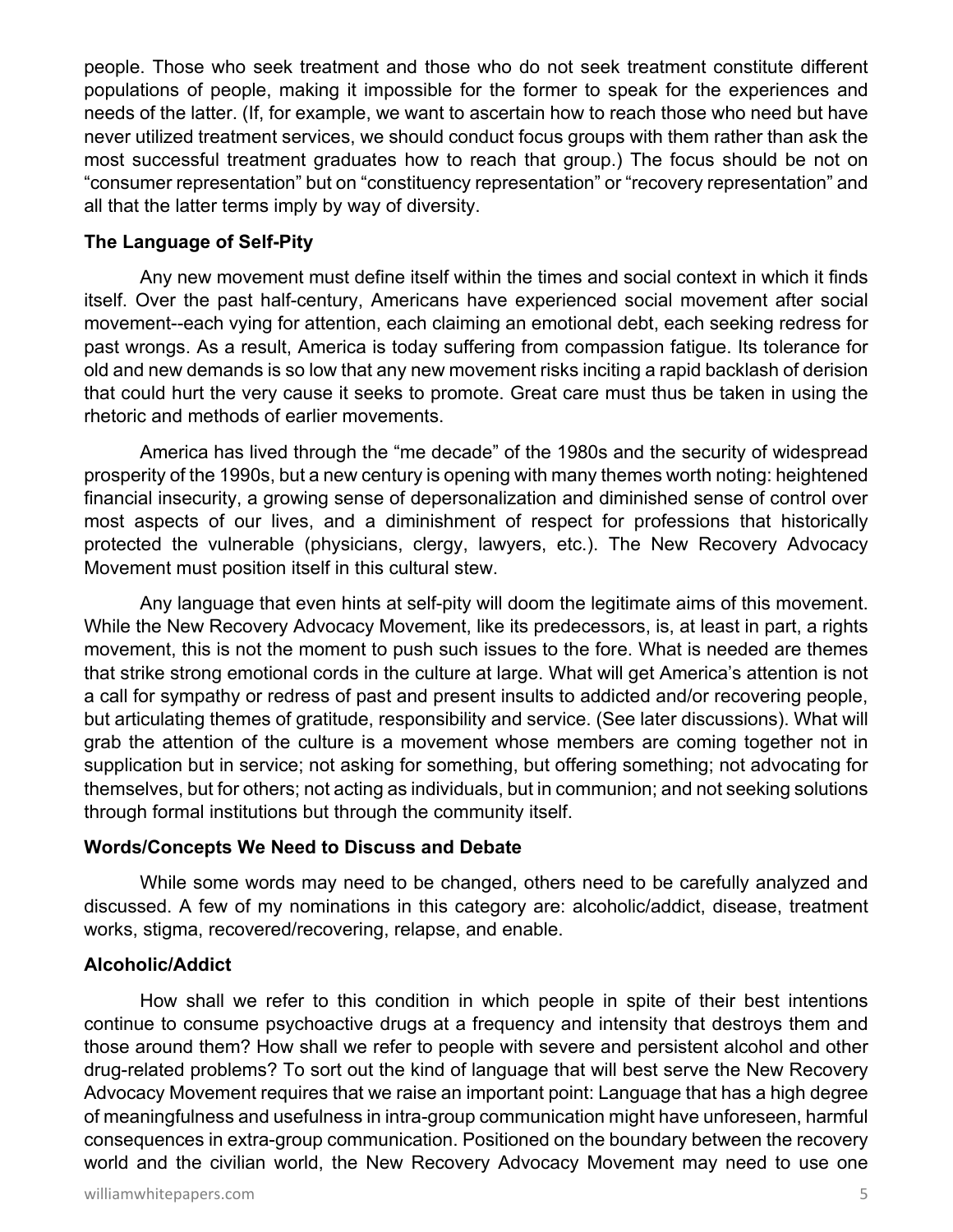people. Those who seek treatment and those who do not seek treatment constitute different populations of people, making it impossible for the former to speak for the experiences and needs of the latter. (If, for example, we want to ascertain how to reach those who need but have never utilized treatment services, we should conduct focus groups with them rather than ask the most successful treatment graduates how to reach that group.) The focus should be not on "consumer representation" but on "constituency representation" or "recovery representation" and all that the latter terms imply by way of diversity.

**The Language of Self-Pity**

Any new movement must define itself within the times and social context in which it finds itself. Over the past half-century, Americans have experienced social movement after social movement--each vying for attention, each claiming an emotional debt, each seeking redress for past wrongs. As a result, America is today suffering from compassion fatigue. Its tolerance for old and new demands is so low that any new movement risks inciting a rapid backlash of derision that could hurt the very cause it seeks to promote. Great care must thus be taken in using the rhetoric and methods of earlier movements.

America has lived through the "me decade" of the 1980s and the security of widespread prosperity of the 1990s, but a new century is opening with many themes worth noting: heightened financial insecurity, a growing sense of depersonalization and diminished sense of control over most aspects of our lives, and a diminishment of respect for professions that historically protected the vulnerable (physicians, clergy, lawyers, etc.). The New Recovery Advocacy Movement must position itself in this cultural stew.

Any language that even hints at self-pity will doom the legitimate aims of this movement. While the New Recovery Advocacy Movement, like its predecessors, is, at least in part, a rights movement, this is not the moment to push such issues to the fore. What is needed are themes that strike strong emotional cords in the culture at large. What will get America's attention is not a call for sympathy or redress of past and present insults to addicted and/or recovering people, but articulating themes of gratitude, responsibility and service. (See later discussions). What will grab the attention of the culture is a movement whose members are coming together not in supplication but in service; not asking for something, but offering something; not advocating for themselves, but for others; not acting as individuals, but in communion; and not seeking solutions through formal institutions but through the community itself.

**Words/Concepts We Need to Discuss and Debate**

While some words may need to be changed, others need to be carefully analyzed and discussed. A few of my nominations in this category are: alcoholic/addict, disease, treatment works, stigma, recovered/recovering, relapse, and enable.

**Alcoholic/Addict**

How shall we refer to this condition in which people in spite of their best intentions continue to consume psychoactive drugs at a frequency and intensity that destroys them and those around them? How shall we refer to people with severe and persistent alcohol and other drug-related problems? To sort out the kind of language that will best serve the New Recovery Advocacy Movement requires that we raise an important point: Language that has a high degree of meaningfulness and usefulness in intra-group communication might have unforeseen, harmful consequences in extra-group communication. Positioned on the boundary between the recovery world and the civilian world, the New Recovery Advocacy Movement may need to use one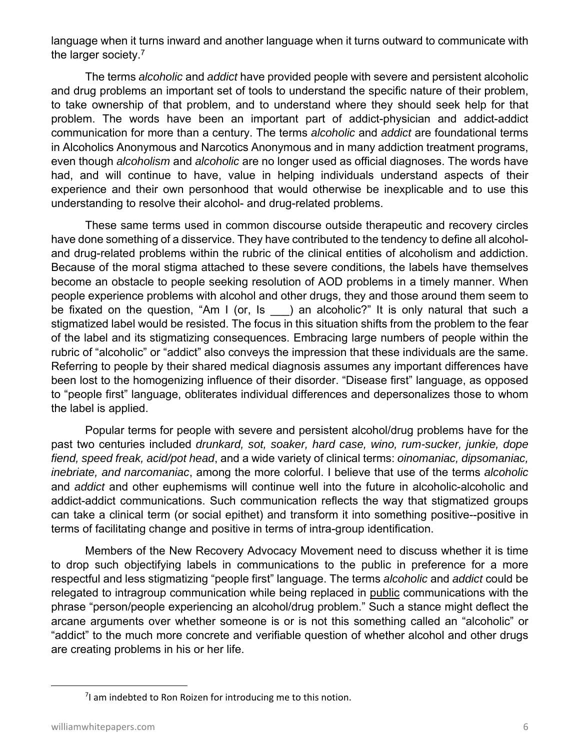language when it turns inward and another language when it turns outward to communicate with the larger society.[7]

The terms *alcoholic* and *addict* have provided people with severe and persistent alcoholic and drug problems an important set of tools to understand the specific nature of their problem, to take ownership of that problem, and to understand where they should seek help for that problem. The words have been an important part of addict-physician and addict-addict communication for more than a century. The terms *alcoholic* and *addict* are foundational terms in Alcoholics Anonymous and Narcotics Anonymous and in many addiction treatment programs, even though *alcoholism* and *alcoholic* are no longer used as official diagnoses. The words have had, and will continue to have, value in helping individuals understand aspects of their experience and their own personhood that would otherwise be inexplicable and to use this understanding to resolve their alcohol- and drug-related problems.

These same terms used in common discourse outside therapeutic and recovery circles have done something of a disservice. They have contributed to the tendency to define all alcohol- and drug-related problems within the rubric of the clinical entities of alcoholism and addiction. Because of the moral stigma attached to these severe conditions, the labels have themselves become an obstacle to people seeking resolution of AOD problems in a timely manner. When people experience problems with alcohol and other drugs, they and those around them seem to be fixated on the question, "Am I (or, Is ___) an alcoholic?" It is only natural that such a stigmatized label would be resisted. The focus in this situation shifts from the problem to the fear of the label and its stigmatizing consequences. Embracing large numbers of people within the rubric of "alcoholic" or "addict" also conveys the impression that these individuals are the same. Referring to people by their shared medical diagnosis assumes any important differences have been lost to the homogenizing influence of their disorder. "Disease first" language, as opposed to "people first" language, obliterates individual differences and depersonalizes those to whom the label is applied.

Popular terms for people with severe and persistent alcohol/drug problems have for the past two centuries included *drunkard, sot, soaker, hard case, wino, rum-sucker, junkie, dope fiend, speed freak, acid/pot head*, and a wide variety of clinical terms: *oinomaniac, dipsomaniac, inebriate, and narcomaniac*, among the more colorful. I believe that use of the terms *alcoholic* and *addict* and other euphemisms will continue well into the future in alcoholic-alcoholic and addict-addict communications. Such communication reflects the way that stigmatized groups can take a clinical term (or social epithet) and transform it into something positive--positive in terms of facilitating change and positive in terms of intra-group identification.

Members of the New Recovery Advocacy Movement need to discuss whether it is time to drop such objectifying labels in communications to the public in preference for a more respectful and less stigmatizing "people first" language. The terms *alcoholic* and *addict* could be relegated to intragroup communication while being replaced in public communications with the phrase "person/people experiencing an alcohol/drug problem." Such a stance might deflect the arcane arguments over whether someone is or is not this something called an "alcoholic" or "addict" to the much more concrete and verifiable question of whether alcohol and other drugs are creating problems in his or her life.

[7] I am indebted to Ron Roizen for introducing me to this notion.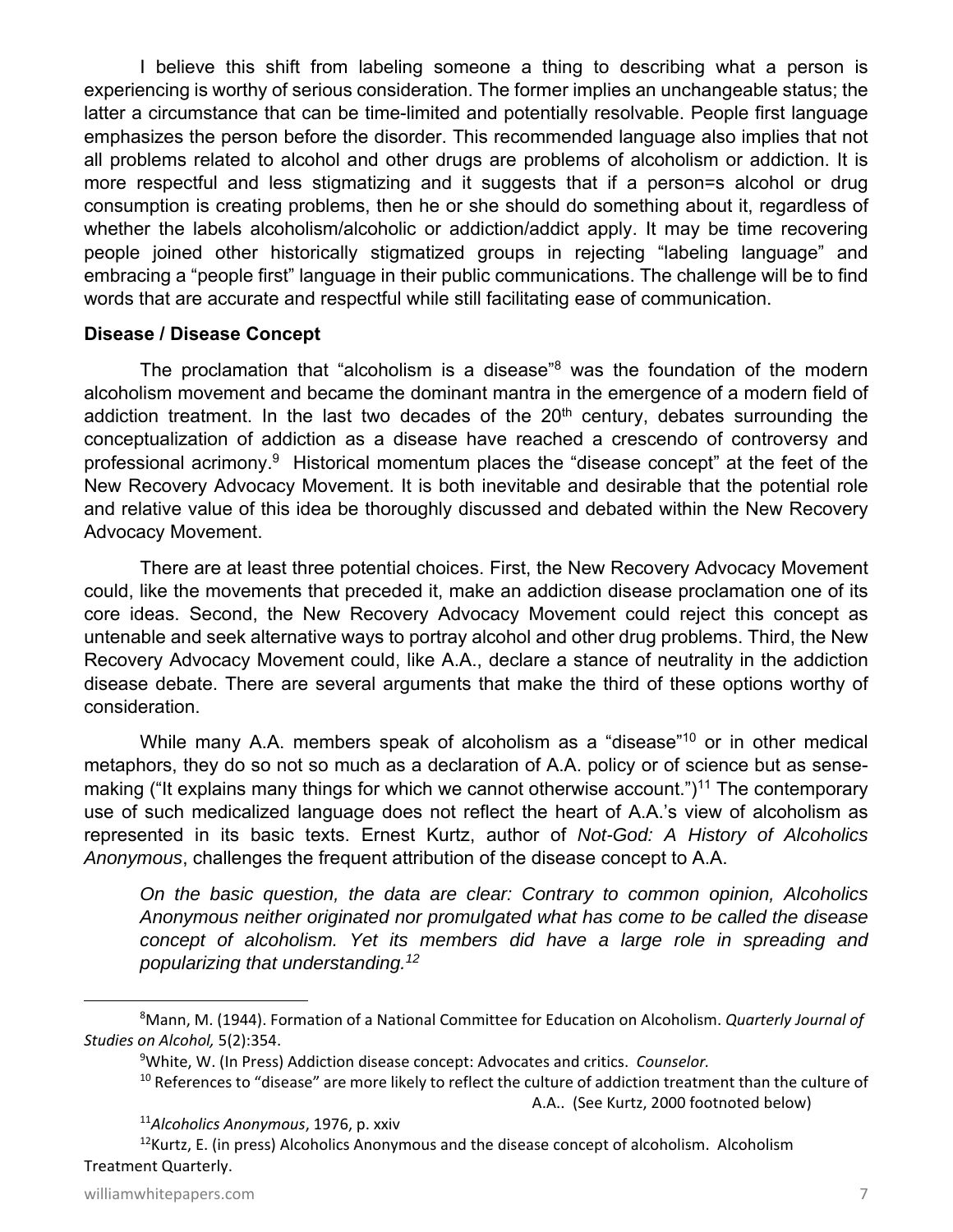I believe this shift from labeling someone a thing to describing what a person is experiencing is worthy of serious consideration. The former implies an unchangeable status; the latter a circumstance that can be time-limited and potentially resolvable. People first language emphasizes the person before the disorder. This recommended language also implies that not all problems related to alcohol and other drugs are problems of alcoholism or addiction. It is more respectful and less stigmatizing and it suggests that if a person=s alcohol or drug consumption is creating problems, then he or she should do something about it, regardless of whether the labels alcoholism/alcoholic or addiction/addict apply. It may be time recovering people joined other historically stigmatized groups in rejecting "labeling language" and embracing a "people first" language in their public communications. The challenge will be to find words that are accurate and respectful while still facilitating ease of communication.

**Disease / Disease Concept**

The proclamation that "alcoholism is a disease"[8] was the foundation of the modern alcoholism movement and became the dominant mantra in the emergence of a modern field of addiction treatment. In the last two decades of the 20th century, debates surrounding the conceptualization of addiction as a disease have reached a crescendo of controversy and professional acrimony.[9] Historical momentum places the "disease concept" at the feet of the New Recovery Advocacy Movement. It is both inevitable and desirable that the potential role and relative value of this idea be thoroughly discussed and debated within the New Recovery Advocacy Movement.

There are at least three potential choices. First, the New Recovery Advocacy Movement could, like the movements that preceded it, make an addiction disease proclamation one of its core ideas. Second, the New Recovery Advocacy Movement could reject this concept as untenable and seek alternative ways to portray alcohol and other drug problems. Third, the New Recovery Advocacy Movement could, like A.A., declare a stance of neutrality in the addiction disease debate. There are several arguments that make the third of these options worthy of consideration.

While many A.A. members speak of alcoholism as a "disease"[10] or in other medical metaphors, they do so not so much as a declaration of A.A. policy or of science but as sense-making ("It explains many things for which we cannot otherwise account.")[11] The contemporary use of such medicalized language does not reflect the heart of A.A.'s view of alcoholism as represented in its basic texts. Ernest Kurtz, author of *Not-God: A History of Alcoholics Anonymous*, challenges the frequent attribution of the disease concept to A.A.

> *On the basic question, the data are clear: Contrary to common opinion, Alcoholics Anonymous neither originated nor promulgated what has come to be called the disease concept of alcoholism. Yet its members did have a large role in spreading and popularizing that understanding.*[12]

---

[8] Mann, M. (1944). Formation of a National Committee for Education on Alcoholism. *Quarterly Journal of Studies on Alcohol,* 5(2):354.

[9] White, W. (In Press) Addiction disease concept: Advocates and critics. *Counselor.*

[10] References to "disease" are more likely to reflect the culture of addiction treatment than the culture of A.A.. (See Kurtz, 2000 footnoted below)

[11] *Alcoholics Anonymous*, 1976, p. xxiv

[12] Kurtz, E. (in press) Alcoholics Anonymous and the disease concept of alcoholism. Alcoholism Treatment Quarterly.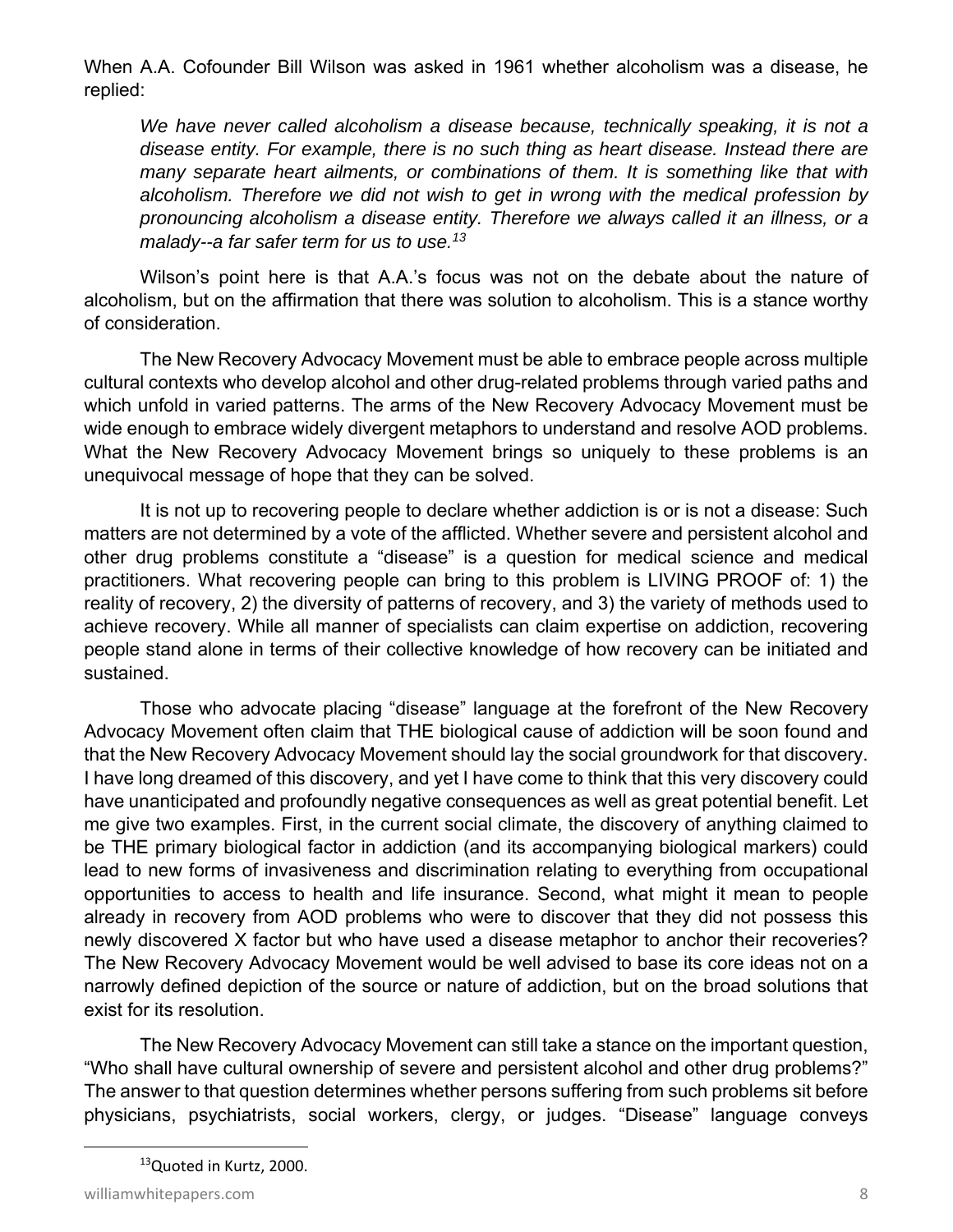When A.A. Cofounder Bill Wilson was asked in 1961 whether alcoholism was a disease, he replied:

> *We have never called alcoholism a disease because, technically speaking, it is not a disease entity. For example, there is no such thing as heart disease. Instead there are many separate heart ailments, or combinations of them. It is something like that with alcoholism. Therefore we did not wish to get in wrong with the medical profession by pronouncing alcoholism a disease entity. Therefore we always called it an illness, or a malady--a far safer term for us to use.*[13]

Wilson's point here is that A.A.'s focus was not on the debate about the nature of alcoholism, but on the affirmation that there was solution to alcoholism. This is a stance worthy of consideration.

The New Recovery Advocacy Movement must be able to embrace people across multiple cultural contexts who develop alcohol and other drug-related problems through varied paths and which unfold in varied patterns. The arms of the New Recovery Advocacy Movement must be wide enough to embrace widely divergent metaphors to understand and resolve AOD problems. What the New Recovery Advocacy Movement brings so uniquely to these problems is an unequivocal message of hope that they can be solved.

It is not up to recovering people to declare whether addiction is or is not a disease: Such matters are not determined by a vote of the afflicted. Whether severe and persistent alcohol and other drug problems constitute a "disease" is a question for medical science and medical practitioners. What recovering people can bring to this problem is LIVING PROOF of: 1) the reality of recovery, 2) the diversity of patterns of recovery, and 3) the variety of methods used to achieve recovery. While all manner of specialists can claim expertise on addiction, recovering people stand alone in terms of their collective knowledge of how recovery can be initiated and sustained.

Those who advocate placing "disease" language at the forefront of the New Recovery Advocacy Movement often claim that THE biological cause of addiction will be soon found and that the New Recovery Advocacy Movement should lay the social groundwork for that discovery. I have long dreamed of this discovery, and yet I have come to think that this very discovery could have unanticipated and profoundly negative consequences as well as great potential benefit. Let me give two examples. First, in the current social climate, the discovery of anything claimed to be THE primary biological factor in addiction (and its accompanying biological markers) could lead to new forms of invasiveness and discrimination relating to everything from occupational opportunities to access to health and life insurance. Second, what might it mean to people already in recovery from AOD problems who were to discover that they did not possess this newly discovered X factor but who have used a disease metaphor to anchor their recoveries? The New Recovery Advocacy Movement would be well advised to base its core ideas not on a narrowly defined depiction of the source or nature of addiction, but on the broad solutions that exist for its resolution.

The New Recovery Advocacy Movement can still take a stance on the important question, "Who shall have cultural ownership of severe and persistent alcohol and other drug problems?" The answer to that question determines whether persons suffering from such problems sit before physicians, psychiatrists, social workers, clergy, or judges. "Disease" language conveys

---

[13] Quoted in Kurtz, 2000.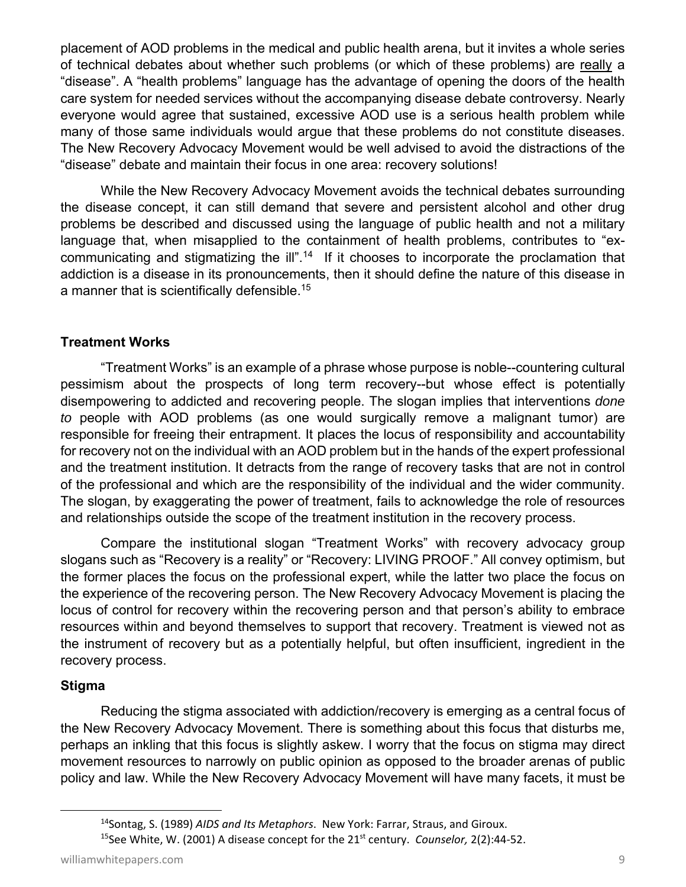placement of AOD problems in the medical and public health arena, but it invites a whole series of technical debates about whether such problems (or which of these problems) are really a "disease". A "health problems" language has the advantage of opening the doors of the health care system for needed services without the accompanying disease debate controversy. Nearly everyone would agree that sustained, excessive AOD use is a serious health problem while many of those same individuals would argue that these problems do not constitute diseases. The New Recovery Advocacy Movement would be well advised to avoid the distractions of the "disease" debate and maintain their focus in one area: recovery solutions!

While the New Recovery Advocacy Movement avoids the technical debates surrounding the disease concept, it can still demand that severe and persistent alcohol and other drug problems be described and discussed using the language of public health and not a military language that, when misapplied to the containment of health problems, contributes to "ex-communicating and stigmatizing the ill".[14] If it chooses to incorporate the proclamation that addiction is a disease in its pronouncements, then it should define the nature of this disease in a manner that is scientifically defensible.[15]

**Treatment Works**

"Treatment Works" is an example of a phrase whose purpose is noble--countering cultural pessimism about the prospects of long term recovery--but whose effect is potentially disempowering to addicted and recovering people. The slogan implies that interventions *done to* people with AOD problems (as one would surgically remove a malignant tumor) are responsible for freeing their entrapment. It places the locus of responsibility and accountability for recovery not on the individual with an AOD problem but in the hands of the expert professional and the treatment institution. It detracts from the range of recovery tasks that are not in control of the professional and which are the responsibility of the individual and the wider community. The slogan, by exaggerating the power of treatment, fails to acknowledge the role of resources and relationships outside the scope of the treatment institution in the recovery process.

Compare the institutional slogan "Treatment Works" with recovery advocacy group slogans such as "Recovery is a reality" or "Recovery: LIVING PROOF." All convey optimism, but the former places the focus on the professional expert, while the latter two place the focus on the experience of the recovering person. The New Recovery Advocacy Movement is placing the locus of control for recovery within the recovering person and that person's ability to embrace resources within and beyond themselves to support that recovery. Treatment is viewed not as the instrument of recovery but as a potentially helpful, but often insufficient, ingredient in the recovery process.

**Stigma**

Reducing the stigma associated with addiction/recovery is emerging as a central focus of the New Recovery Advocacy Movement. There is something about this focus that disturbs me, perhaps an inkling that this focus is slightly askew. I worry that the focus on stigma may direct movement resources to narrowly on public opinion as opposed to the broader arenas of public policy and law. While the New Recovery Advocacy Movement will have many facets, it must be

---

[14] Sontag, S. (1989) *AIDS and Its Metaphors*. New York: Farrar, Straus, and Giroux.

[15] See White, W. (2001) A disease concept for the 21st century. *Counselor,* 2(2):44-52.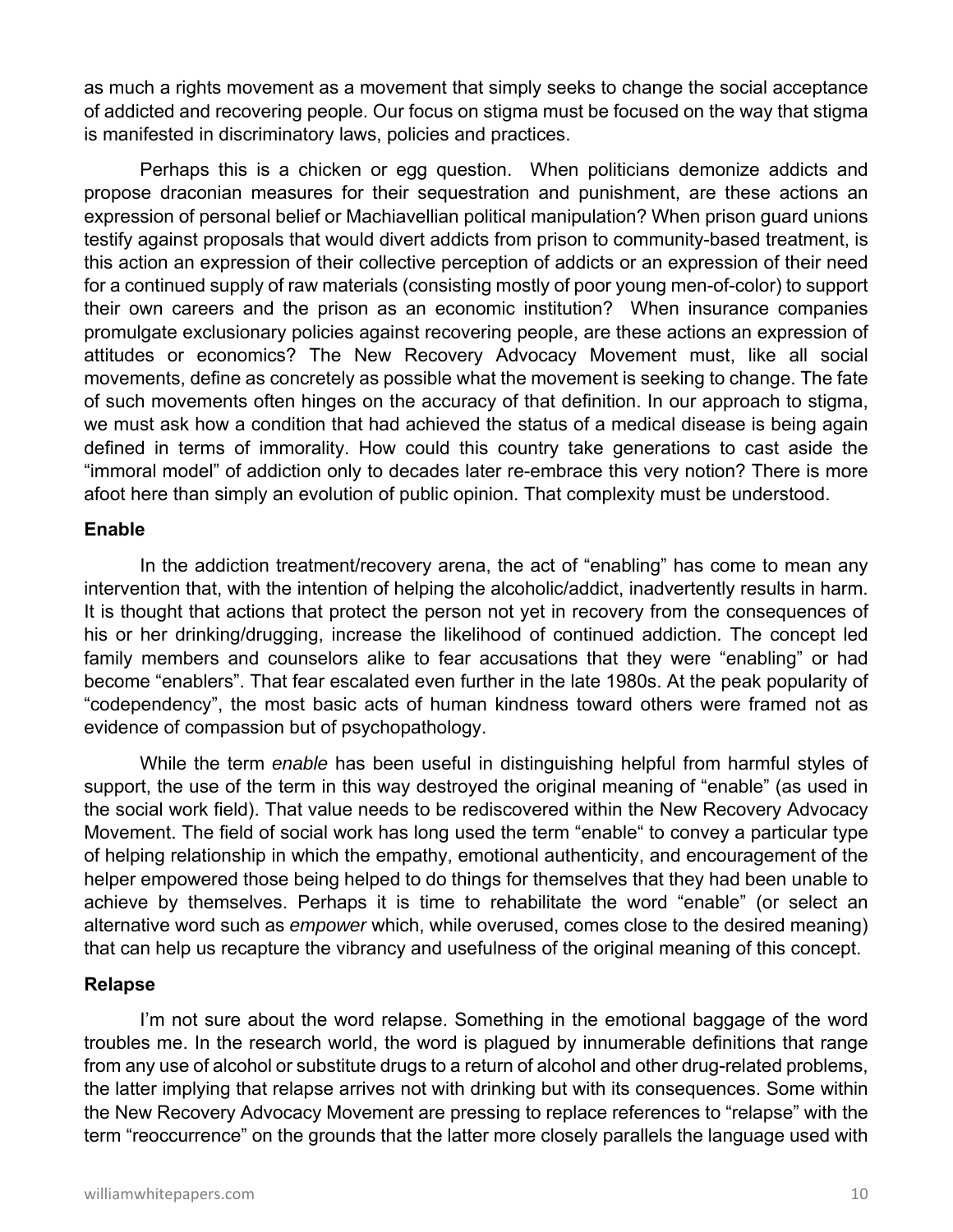as much a rights movement as a movement that simply seeks to change the social acceptance of addicted and recovering people. Our focus on stigma must be focused on the way that stigma is manifested in discriminatory laws, policies and practices.

Perhaps this is a chicken or egg question. When politicians demonize addicts and propose draconian measures for their sequestration and punishment, are these actions an expression of personal belief or Machiavellian political manipulation? When prison guard unions testify against proposals that would divert addicts from prison to community-based treatment, is this action an expression of their collective perception of addicts or an expression of their need for a continued supply of raw materials (consisting mostly of poor young men-of-color) to support their own careers and the prison as an economic institution? When insurance companies promulgate exclusionary policies against recovering people, are these actions an expression of attitudes or economics? The New Recovery Advocacy Movement must, like all social movements, define as concretely as possible what the movement is seeking to change. The fate of such movements often hinges on the accuracy of that definition. In our approach to stigma, we must ask how a condition that had achieved the status of a medical disease is being again defined in terms of immorality. How could this country take generations to cast aside the "immoral model" of addiction only to decades later re-embrace this very notion? There is more afoot here than simply an evolution of public opinion. That complexity must be understood.

**Enable**

In the addiction treatment/recovery arena, the act of "enabling" has come to mean any intervention that, with the intention of helping the alcoholic/addict, inadvertently results in harm. It is thought that actions that protect the person not yet in recovery from the consequences of his or her drinking/drugging, increase the likelihood of continued addiction. The concept led family members and counselors alike to fear accusations that they were "enabling" or had become "enablers". That fear escalated even further in the late 1980s. At the peak popularity of "codependency", the most basic acts of human kindness toward others were framed not as evidence of compassion but of psychopathology.

While the term *enable* has been useful in distinguishing helpful from harmful styles of support, the use of the term in this way destroyed the original meaning of "enable" (as used in the social work field). That value needs to be rediscovered within the New Recovery Advocacy Movement. The field of social work has long used the term "enable" to convey a particular type of helping relationship in which the empathy, emotional authenticity, and encouragement of the helper empowered those being helped to do things for themselves that they had been unable to achieve by themselves. Perhaps it is time to rehabilitate the word "enable" (or select an alternative word such as *empower* which, while overused, comes close to the desired meaning) that can help us recapture the vibrancy and usefulness of the original meaning of this concept.

**Relapse**

I'm not sure about the word relapse. Something in the emotional baggage of the word troubles me. In the research world, the word is plagued by innumerable definitions that range from any use of alcohol or substitute drugs to a return of alcohol and other drug-related problems, the latter implying that relapse arrives not with drinking but with its consequences. Some within the New Recovery Advocacy Movement are pressing to replace references to "relapse" with the term "reoccurrence" on the grounds that the latter more closely parallels the language used with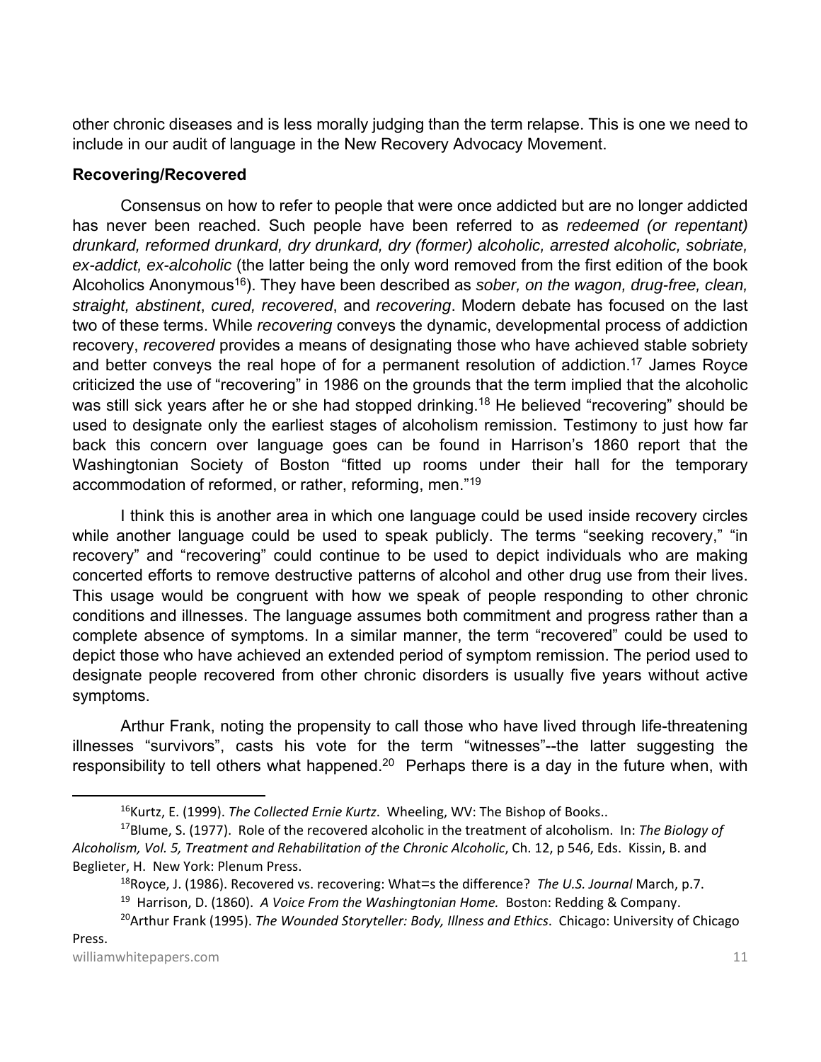other chronic diseases and is less morally judging than the term relapse. This is one we need to include in our audit of language in the New Recovery Advocacy Movement.

**Recovering/Recovered**

Consensus on how to refer to people that were once addicted but are no longer addicted has never been reached. Such people have been referred to as *redeemed (or repentant) drunkard, reformed drunkard, dry drunkard, dry (former) alcoholic, arrested alcoholic, sobriate, ex-addict, ex-alcoholic* (the latter being the only word removed from the first edition of the book Alcoholics Anonymous[16]). They have been described as *sober, on the wagon, drug-free, clean, straight, abstinent*, *cured, recovered*, and *recovering*. Modern debate has focused on the last two of these terms. While *recovering* conveys the dynamic, developmental process of addiction recovery, *recovered* provides a means of designating those who have achieved stable sobriety and better conveys the real hope of for a permanent resolution of addiction.[17] James Royce criticized the use of "recovering" in 1986 on the grounds that the term implied that the alcoholic was still sick years after he or she had stopped drinking.[18] He believed "recovering" should be used to designate only the earliest stages of alcoholism remission. Testimony to just how far back this concern over language goes can be found in Harrison's 1860 report that the Washingtonian Society of Boston "fitted up rooms under their hall for the temporary accommodation of reformed, or rather, reforming, men."[19]

I think this is another area in which one language could be used inside recovery circles while another language could be used to speak publicly. The terms "seeking recovery," "in recovery" and "recovering" could continue to be used to depict individuals who are making concerted efforts to remove destructive patterns of alcohol and other drug use from their lives. This usage would be congruent with how we speak of people responding to other chronic conditions and illnesses. The language assumes both commitment and progress rather than a complete absence of symptoms. In a similar manner, the term "recovered" could be used to depict those who have achieved an extended period of symptom remission. The period used to designate people recovered from other chronic disorders is usually five years without active symptoms.

Arthur Frank, noting the propensity to call those who have lived through life-threatening illnesses "survivors", casts his vote for the term "witnesses"--the latter suggesting the responsibility to tell others what happened.[20] Perhaps there is a day in the future when, with

---

[16] Kurtz, E. (1999). *The Collected Ernie Kurtz*. Wheeling, WV: The Bishop of Books..

[17] Blume, S. (1977). Role of the recovered alcoholic in the treatment of alcoholism. In: *The Biology of Alcoholism, Vol. 5, Treatment and Rehabilitation of the Chronic Alcoholic*, Ch. 12, p 546, Eds. Kissin, B. and Beglieter, H. New York: Plenum Press.

[18] Royce, J. (1986). Recovered vs. recovering: What=s the difference? *The U.S. Journal* March, p.7.

[19] Harrison, D. (1860). *A Voice From the Washingtonian Home.* Boston: Redding & Company.

[20] Arthur Frank (1995). *The Wounded Storyteller: Body, Illness and Ethics*. Chicago: University of Chicago Press.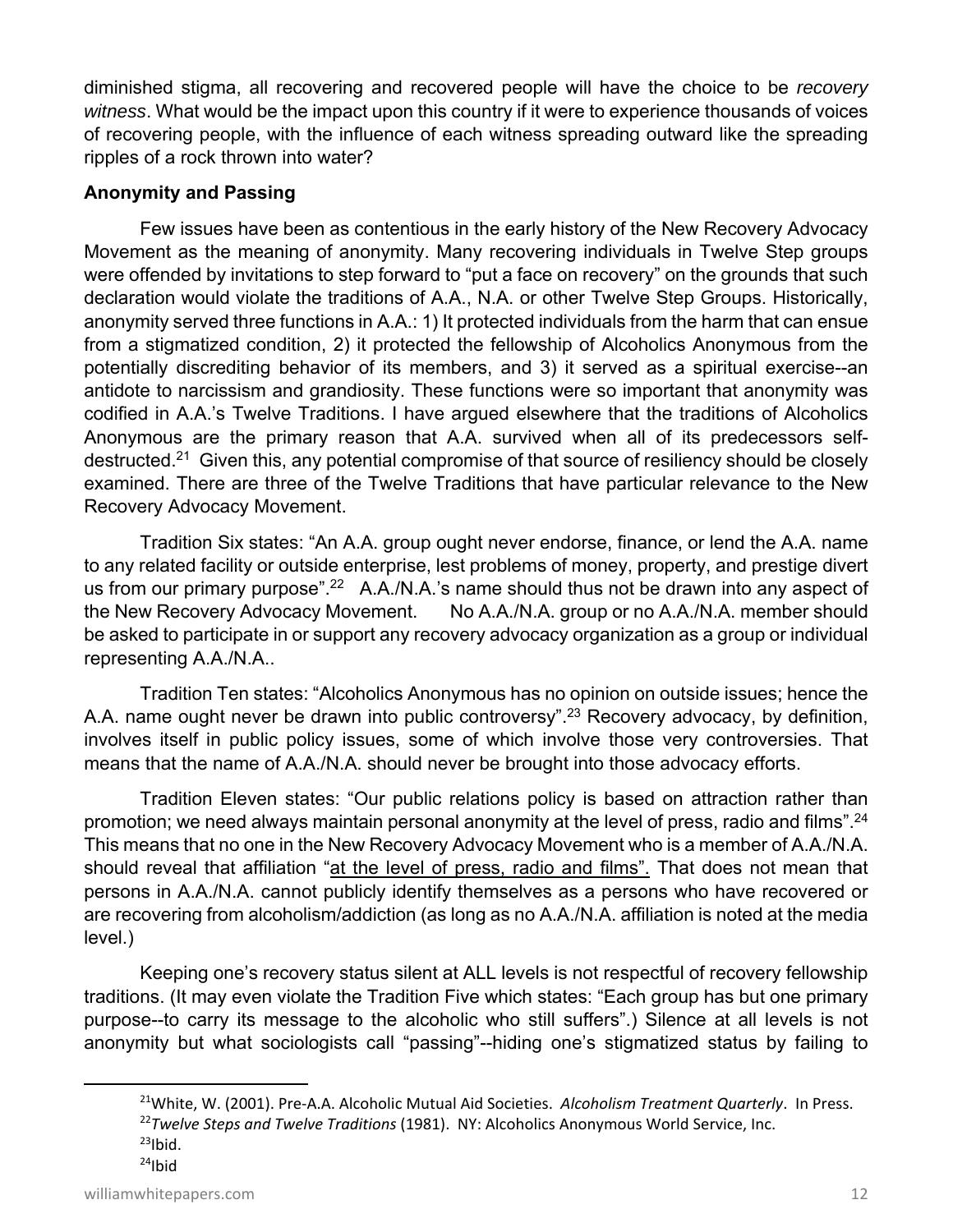diminished stigma, all recovering and recovered people will have the choice to be *recovery witness*. What would be the impact upon this country if it were to experience thousands of voices of recovering people, with the influence of each witness spreading outward like the spreading ripples of a rock thrown into water?

**Anonymity and Passing**

Few issues have been as contentious in the early history of the New Recovery Advocacy Movement as the meaning of anonymity. Many recovering individuals in Twelve Step groups were offended by invitations to step forward to "put a face on recovery" on the grounds that such declaration would violate the traditions of A.A., N.A. or other Twelve Step Groups. Historically, anonymity served three functions in A.A.: 1) It protected individuals from the harm that can ensue from a stigmatized condition, 2) it protected the fellowship of Alcoholics Anonymous from the potentially discrediting behavior of its members, and 3) it served as a spiritual exercise--an antidote to narcissism and grandiosity. These functions were so important that anonymity was codified in A.A.'s Twelve Traditions. I have argued elsewhere that the traditions of Alcoholics Anonymous are the primary reason that A.A. survived when all of its predecessors self-destructed.[21] Given this, any potential compromise of that source of resiliency should be closely examined. There are three of the Twelve Traditions that have particular relevance to the New Recovery Advocacy Movement.

Tradition Six states: "An A.A. group ought never endorse, finance, or lend the A.A. name to any related facility or outside enterprise, lest problems of money, property, and prestige divert us from our primary purpose".[22] A.A./N.A.'s name should thus not be drawn into any aspect of the New Recovery Advocacy Movement. No A.A./N.A. group or no A.A./N.A. member should be asked to participate in or support any recovery advocacy organization as a group or individual representing A.A./N.A..

Tradition Ten states: "Alcoholics Anonymous has no opinion on outside issues; hence the A.A. name ought never be drawn into public controversy".[23] Recovery advocacy, by definition, involves itself in public policy issues, some of which involve those very controversies. That means that the name of A.A./N.A. should never be brought into those advocacy efforts.

Tradition Eleven states: "Our public relations policy is based on attraction rather than promotion; we need always maintain personal anonymity at the level of press, radio and films".[24] This means that no one in the New Recovery Advocacy Movement who is a member of A.A./N.A. should reveal that affiliation "<u>at the level of press, radio and films"</u>. That does not mean that persons in A.A./N.A. cannot publicly identify themselves as a persons who have recovered or are recovering from alcoholism/addiction (as long as no A.A./N.A. affiliation is noted at the media level.)

Keeping one's recovery status silent at ALL levels is not respectful of recovery fellowship traditions. (It may even violate the Tradition Five which states: "Each group has but one primary purpose--to carry its message to the alcoholic who still suffers".) Silence at all levels is not anonymity but what sociologists call "passing"--hiding one's stigmatized status by failing to

---

[21] White, W. (2001). Pre-A.A. Alcoholic Mutual Aid Societies. *Alcoholism Treatment Quarterly*. In Press.

[22] *Twelve Steps and Twelve Traditions* (1981). NY: Alcoholics Anonymous World Service, Inc.

[23] Ibid.

[24] Ibid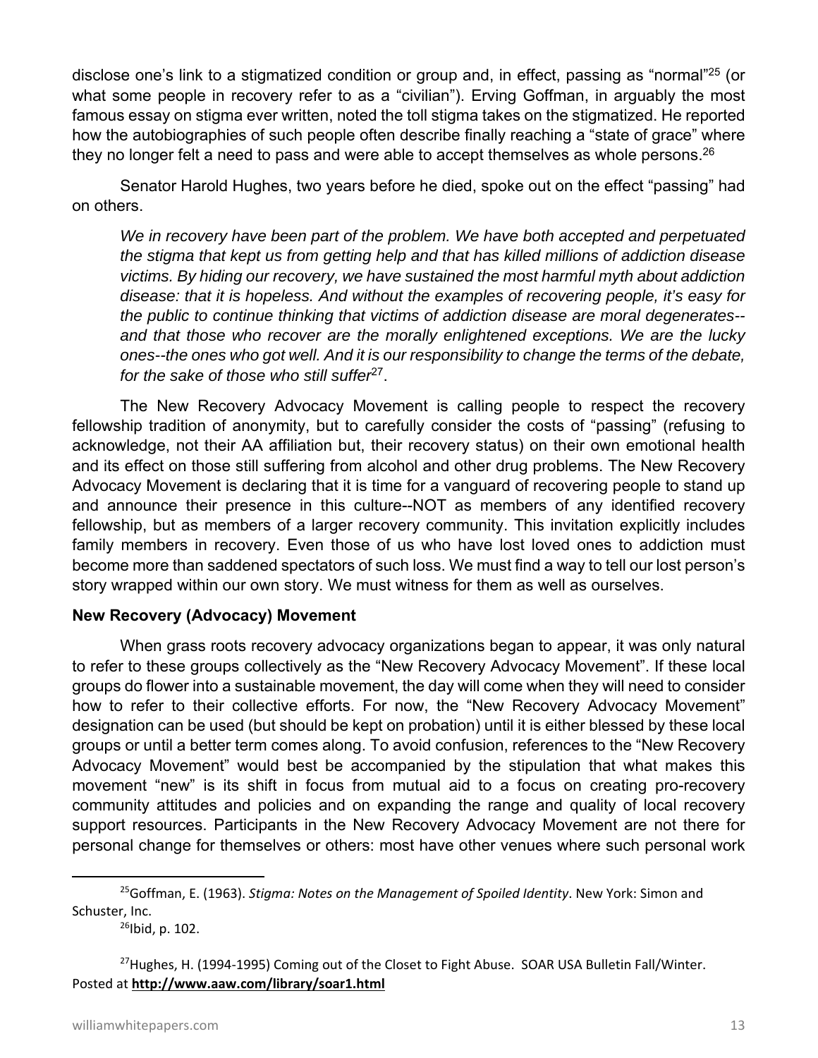disclose one's link to a stigmatized condition or group and, in effect, passing as "normal"[25] (or what some people in recovery refer to as a "civilian"). Erving Goffman, in arguably the most famous essay on stigma ever written, noted the toll stigma takes on the stigmatized. He reported how the autobiographies of such people often describe finally reaching a "state of grace" where they no longer felt a need to pass and were able to accept themselves as whole persons.[26]

Senator Harold Hughes, two years before he died, spoke out on the effect "passing" had on others.

> *We in recovery have been part of the problem. We have both accepted and perpetuated the stigma that kept us from getting help and that has killed millions of addiction disease victims. By hiding our recovery, we have sustained the most harmful myth about addiction disease: that it is hopeless. And without the examples of recovering people, it's easy for the public to continue thinking that victims of addiction disease are moral degenerates--and that those who recover are the morally enlightened exceptions. We are the lucky ones--the ones who got well. And it is our responsibility to change the terms of the debate, for the sake of those who still suffer*[27].

The New Recovery Advocacy Movement is calling people to respect the recovery fellowship tradition of anonymity, but to carefully consider the costs of "passing" (refusing to acknowledge, not their AA affiliation but, their recovery status) on their own emotional health and its effect on those still suffering from alcohol and other drug problems. The New Recovery Advocacy Movement is declaring that it is time for a vanguard of recovering people to stand up and announce their presence in this culture--NOT as members of any identified recovery fellowship, but as members of a larger recovery community. This invitation explicitly includes family members in recovery. Even those of us who have lost loved ones to addiction must become more than saddened spectators of such loss. We must find a way to tell our lost person's story wrapped within our own story. We must witness for them as well as ourselves.

**New Recovery (Advocacy) Movement**

When grass roots recovery advocacy organizations began to appear, it was only natural to refer to these groups collectively as the "New Recovery Advocacy Movement". If these local groups do flower into a sustainable movement, the day will come when they will need to consider how to refer to their collective efforts. For now, the "New Recovery Advocacy Movement" designation can be used (but should be kept on probation) until it is either blessed by these local groups or until a better term comes along. To avoid confusion, references to the "New Recovery Advocacy Movement" would best be accompanied by the stipulation that what makes this movement "new" is its shift in focus from mutual aid to a focus on creating pro-recovery community attitudes and policies and on expanding the range and quality of local recovery support resources. Participants in the New Recovery Advocacy Movement are not there for personal change for themselves or others: most have other venues where such personal work

---

[25] Goffman, E. (1963). *Stigma: Notes on the Management of Spoiled Identity*. New York: Simon and Schuster, Inc.

[26] Ibid, p. 102.

[27] Hughes, H. (1994-1995) Coming out of the Closet to Fight Abuse. SOAR USA Bulletin Fall/Winter. Posted at **http://www.aaw.com/library/soar1.html**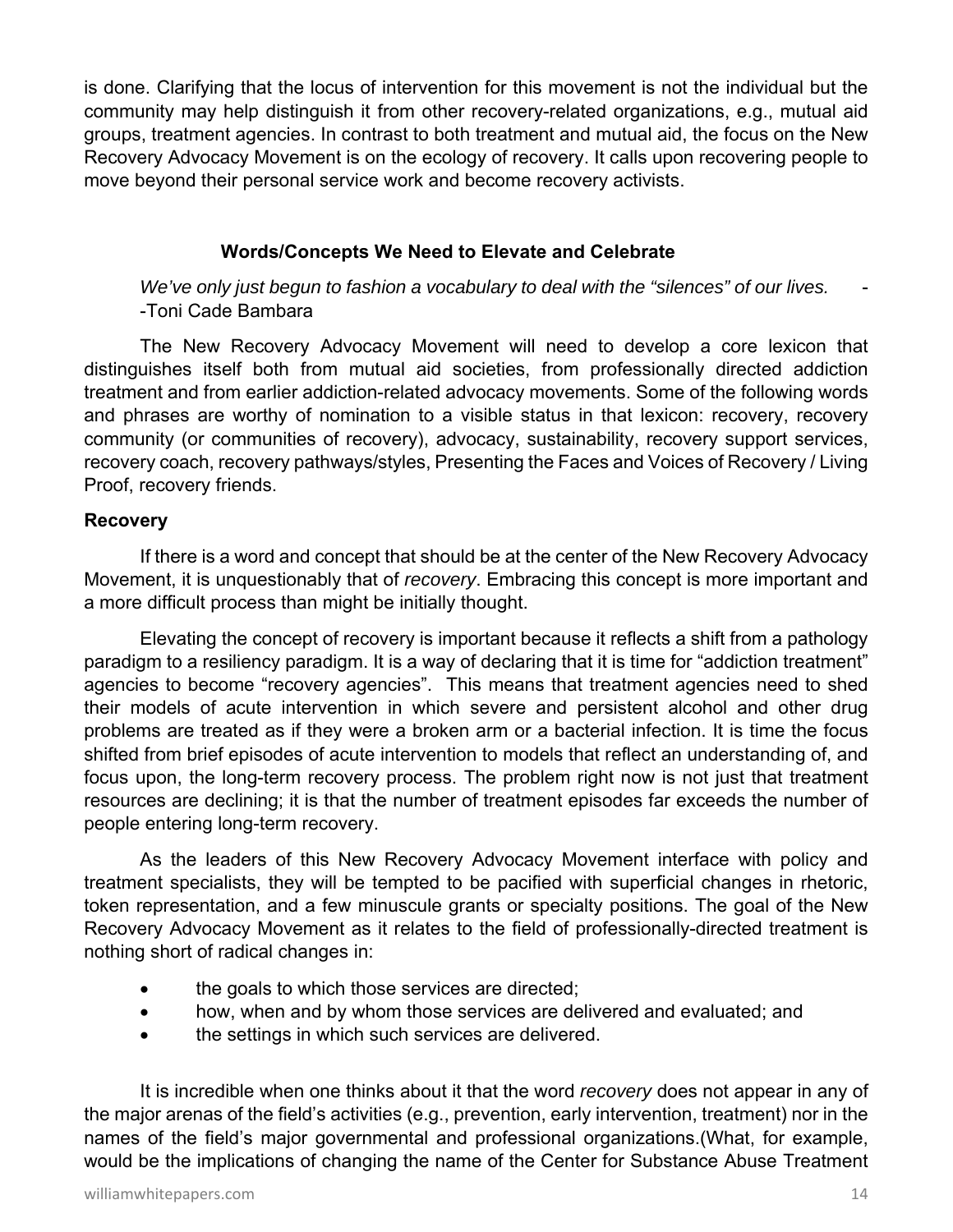is done. Clarifying that the locus of intervention for this movement is not the individual but the community may help distinguish it from other recovery-related organizations, e.g., mutual aid groups, treatment agencies. In contrast to both treatment and mutual aid, the focus on the New Recovery Advocacy Movement is on the ecology of recovery. It calls upon recovering people to move beyond their personal service work and become recovery activists.

### Words/Concepts We Need to Elevate and Celebrate

*We've only just begun to fashion a vocabulary to deal with the "silences" of our lives.* --Toni Cade Bambara

The New Recovery Advocacy Movement will need to develop a core lexicon that distinguishes itself both from mutual aid societies, from professionally directed addiction treatment and from earlier addiction-related advocacy movements. Some of the following words and phrases are worthy of nomination to a visible status in that lexicon: recovery, recovery community (or communities of recovery), advocacy, sustainability, recovery support services, recovery coach, recovery pathways/styles, Presenting the Faces and Voices of Recovery / Living Proof, recovery friends.

**Recovery**

If there is a word and concept that should be at the center of the New Recovery Advocacy Movement, it is unquestionably that of *recovery*. Embracing this concept is more important and a more difficult process than might be initially thought.

Elevating the concept of recovery is important because it reflects a shift from a pathology paradigm to a resiliency paradigm. It is a way of declaring that it is time for "addiction treatment" agencies to become "recovery agencies". This means that treatment agencies need to shed their models of acute intervention in which severe and persistent alcohol and other drug problems are treated as if they were a broken arm or a bacterial infection. It is time the focus shifted from brief episodes of acute intervention to models that reflect an understanding of, and focus upon, the long-term recovery process. The problem right now is not just that treatment resources are declining; it is that the number of treatment episodes far exceeds the number of people entering long-term recovery.

As the leaders of this New Recovery Advocacy Movement interface with policy and treatment specialists, they will be tempted to be pacified with superficial changes in rhetoric, token representation, and a few minuscule grants or specialty positions. The goal of the New Recovery Advocacy Movement as it relates to the field of professionally-directed treatment is nothing short of radical changes in:

- the goals to which those services are directed;
- how, when and by whom those services are delivered and evaluated; and
- the settings in which such services are delivered.

It is incredible when one thinks about it that the word *recovery* does not appear in any of the major arenas of the field's activities (e.g., prevention, early intervention, treatment) nor in the names of the field's major governmental and professional organizations.(What, for example, would be the implications of changing the name of the Center for Substance Abuse Treatment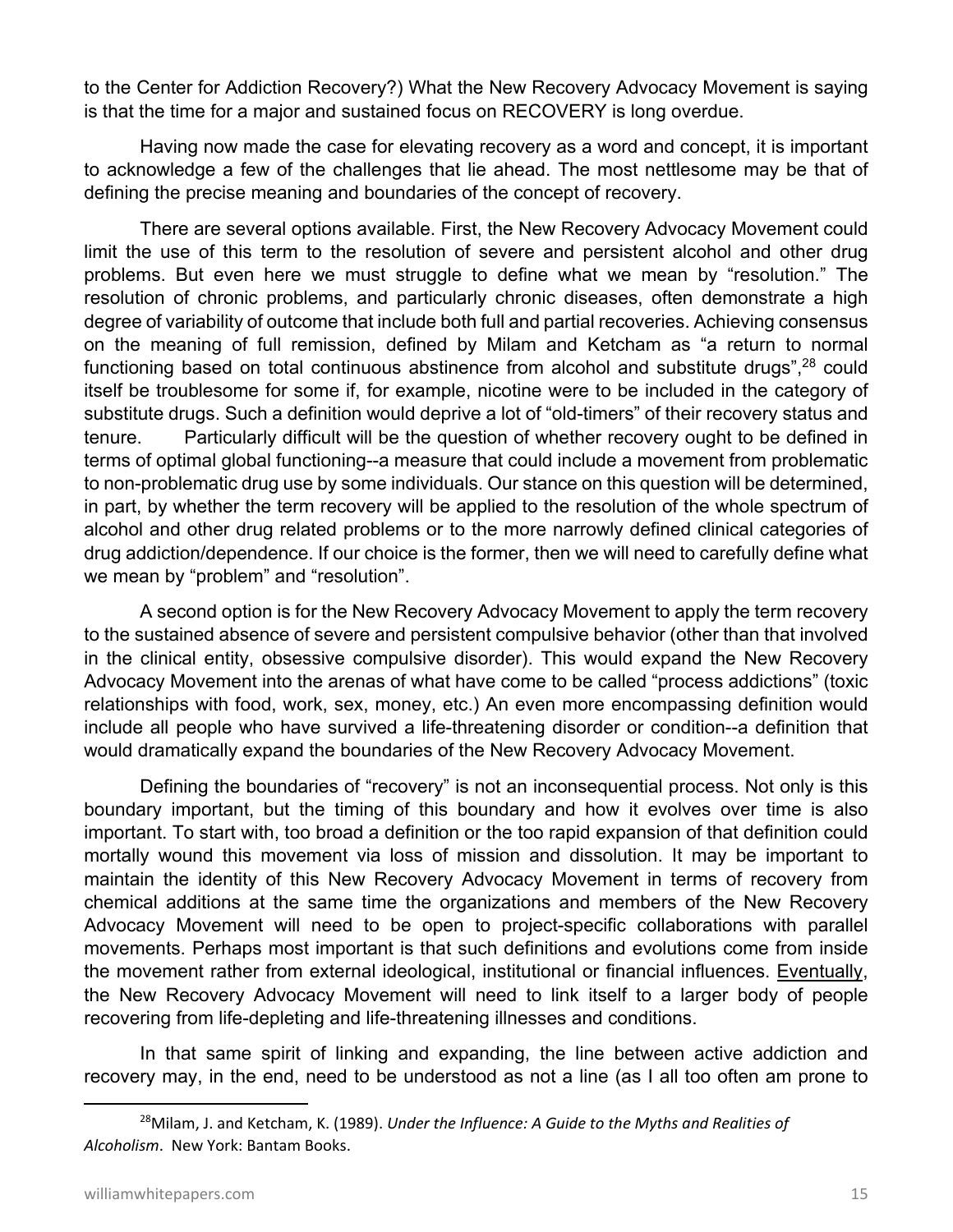to the Center for Addiction Recovery?) What the New Recovery Advocacy Movement is saying is that the time for a major and sustained focus on RECOVERY is long overdue.

Having now made the case for elevating recovery as a word and concept, it is important to acknowledge a few of the challenges that lie ahead. The most nettlesome may be that of defining the precise meaning and boundaries of the concept of recovery.

There are several options available. First, the New Recovery Advocacy Movement could limit the use of this term to the resolution of severe and persistent alcohol and other drug problems. But even here we must struggle to define what we mean by "resolution." The resolution of chronic problems, and particularly chronic diseases, often demonstrate a high degree of variability of outcome that include both full and partial recoveries. Achieving consensus on the meaning of full remission, defined by Milam and Ketcham as "a return to normal functioning based on total continuous abstinence from alcohol and substitute drugs",[28] could itself be troublesome for some if, for example, nicotine were to be included in the category of substitute drugs. Such a definition would deprive a lot of "old-timers" of their recovery status and tenure. Particularly difficult will be the question of whether recovery ought to be defined in terms of optimal global functioning--a measure that could include a movement from problematic to non-problematic drug use by some individuals. Our stance on this question will be determined, in part, by whether the term recovery will be applied to the resolution of the whole spectrum of alcohol and other drug related problems or to the more narrowly defined clinical categories of drug addiction/dependence. If our choice is the former, then we will need to carefully define what we mean by "problem" and "resolution".

A second option is for the New Recovery Advocacy Movement to apply the term recovery to the sustained absence of severe and persistent compulsive behavior (other than that involved in the clinical entity, obsessive compulsive disorder). This would expand the New Recovery Advocacy Movement into the arenas of what have come to be called "process addictions" (toxic relationships with food, work, sex, money, etc.) An even more encompassing definition would include all people who have survived a life-threatening disorder or condition--a definition that would dramatically expand the boundaries of the New Recovery Advocacy Movement.

Defining the boundaries of "recovery" is not an inconsequential process. Not only is this boundary important, but the timing of this boundary and how it evolves over time is also important. To start with, too broad a definition or the too rapid expansion of that definition could mortally wound this movement via loss of mission and dissolution. It may be important to maintain the identity of this New Recovery Advocacy Movement in terms of recovery from chemical additions at the same time the organizations and members of the New Recovery Advocacy Movement will need to be open to project-specific collaborations with parallel movements. Perhaps most important is that such definitions and evolutions come from inside the movement rather from external ideological, institutional or financial influences. <u>Eventually</u>, the New Recovery Advocacy Movement will need to link itself to a larger body of people recovering from life-depleting and life-threatening illnesses and conditions.

In that same spirit of linking and expanding, the line between active addiction and recovery may, in the end, need to be understood as not a line (as I all too often am prone to

---

[28] Milam, J. and Ketcham, K. (1989). *Under the Influence: A Guide to the Myths and Realities of Alcoholism*. New York: Bantam Books.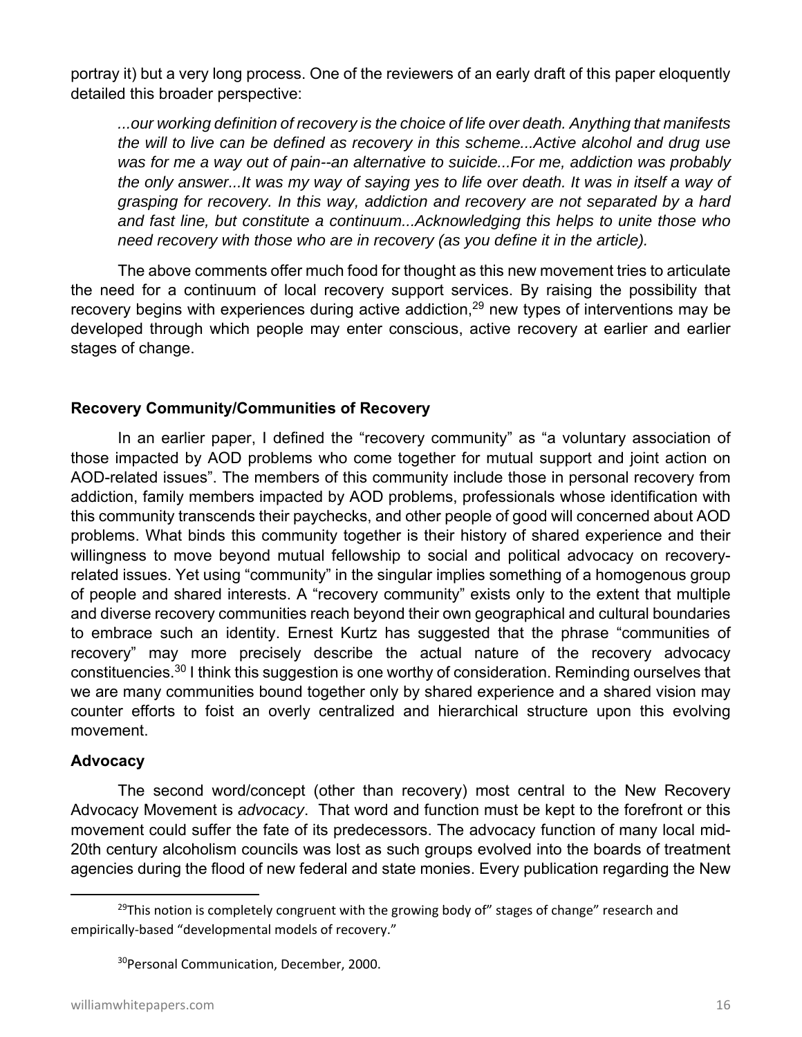portray it) but a very long process. One of the reviewers of an early draft of this paper eloquently detailed this broader perspective:

> *...our working definition of recovery is the choice of life over death. Anything that manifests the will to live can be defined as recovery in this scheme...Active alcohol and drug use was for me a way out of pain--an alternative to suicide...For me, addiction was probably the only answer...It was my way of saying yes to life over death. It was in itself a way of grasping for recovery. In this way, addiction and recovery are not separated by a hard and fast line, but constitute a continuum...Acknowledging this helps to unite those who need recovery with those who are in recovery (as you define it in the article).*

The above comments offer much food for thought as this new movement tries to articulate the need for a continuum of local recovery support services. By raising the possibility that recovery begins with experiences during active addiction,[29] new types of interventions may be developed through which people may enter conscious, active recovery at earlier and earlier stages of change.

### Recovery Community/Communities of Recovery

In an earlier paper, I defined the "recovery community" as "a voluntary association of those impacted by AOD problems who come together for mutual support and joint action on AOD-related issues". The members of this community include those in personal recovery from addiction, family members impacted by AOD problems, professionals whose identification with this community transcends their paychecks, and other people of good will concerned about AOD problems. What binds this community together is their history of shared experience and their willingness to move beyond mutual fellowship to social and political advocacy on recovery-related issues. Yet using "community" in the singular implies something of a homogenous group of people and shared interests. A "recovery community" exists only to the extent that multiple and diverse recovery communities reach beyond their own geographical and cultural boundaries to embrace such an identity. Ernest Kurtz has suggested that the phrase "communities of recovery" may more precisely describe the actual nature of the recovery advocacy constituencies.[30] I think this suggestion is one worthy of consideration. Reminding ourselves that we are many communities bound together only by shared experience and a shared vision may counter efforts to foist an overly centralized and hierarchical structure upon this evolving movement.

### Advocacy

The second word/concept (other than recovery) most central to the New Recovery Advocacy Movement is *advocacy*. That word and function must be kept to the forefront or this movement could suffer the fate of its predecessors. The advocacy function of many local mid-20th century alcoholism councils was lost as such groups evolved into the boards of treatment agencies during the flood of new federal and state monies. Every publication regarding the New

---

[29] This notion is completely congruent with the growing body of" stages of change" research and empirically-based "developmental models of recovery."

[30] Personal Communication, December, 2000.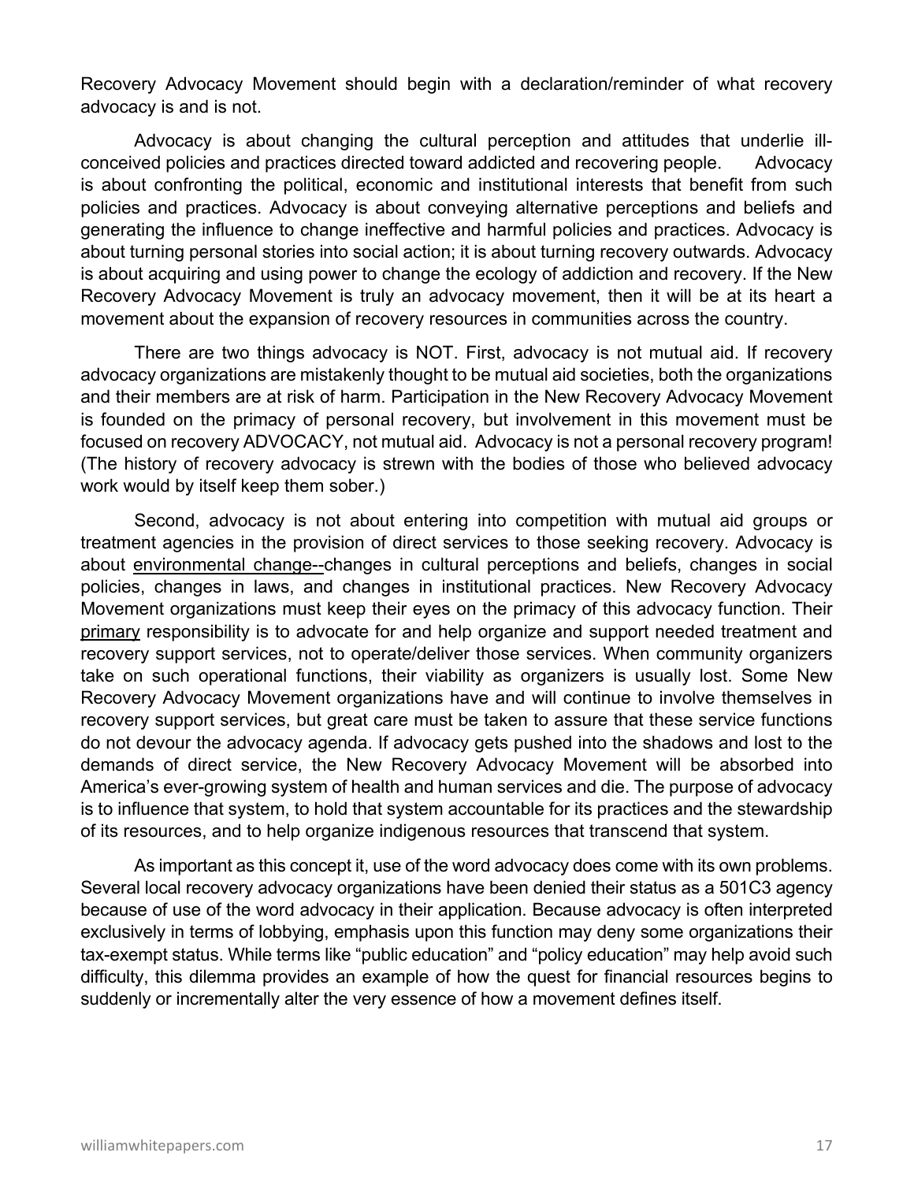Recovery Advocacy Movement should begin with a declaration/reminder of what recovery advocacy is and is not.

Advocacy is about changing the cultural perception and attitudes that underlie ill-conceived policies and practices directed toward addicted and recovering people. Advocacy is about confronting the political, economic and institutional interests that benefit from such policies and practices. Advocacy is about conveying alternative perceptions and beliefs and generating the influence to change ineffective and harmful policies and practices. Advocacy is about turning personal stories into social action; it is about turning recovery outwards. Advocacy is about acquiring and using power to change the ecology of addiction and recovery. If the New Recovery Advocacy Movement is truly an advocacy movement, then it will be at its heart a movement about the expansion of recovery resources in communities across the country.

There are two things advocacy is NOT. First, advocacy is not mutual aid. If recovery advocacy organizations are mistakenly thought to be mutual aid societies, both the organizations and their members are at risk of harm. Participation in the New Recovery Advocacy Movement is founded on the primacy of personal recovery, but involvement in this movement must be focused on recovery ADVOCACY, not mutual aid. Advocacy is not a personal recovery program! (The history of recovery advocacy is strewn with the bodies of those who believed advocacy work would by itself keep them sober.)

Second, advocacy is not about entering into competition with mutual aid groups or treatment agencies in the provision of direct services to those seeking recovery. Advocacy is about <u>environmental change--</u>changes in cultural perceptions and beliefs, changes in social policies, changes in laws, and changes in institutional practices. New Recovery Advocacy Movement organizations must keep their eyes on the primacy of this advocacy function. Their <u>primary</u> responsibility is to advocate for and help organize and support needed treatment and recovery support services, not to operate/deliver those services. When community organizers take on such operational functions, their viability as organizers is usually lost. Some New Recovery Advocacy Movement organizations have and will continue to involve themselves in recovery support services, but great care must be taken to assure that these service functions do not devour the advocacy agenda. If advocacy gets pushed into the shadows and lost to the demands of direct service, the New Recovery Advocacy Movement will be absorbed into America's ever-growing system of health and human services and die. The purpose of advocacy is to influence that system, to hold that system accountable for its practices and the stewardship of its resources, and to help organize indigenous resources that transcend that system.

As important as this concept it, use of the word advocacy does come with its own problems. Several local recovery advocacy organizations have been denied their status as a 501C3 agency because of use of the word advocacy in their application. Because advocacy is often interpreted exclusively in terms of lobbying, emphasis upon this function may deny some organizations their tax-exempt status. While terms like "public education" and "policy education" may help avoid such difficulty, this dilemma provides an example of how the quest for financial resources begins to suddenly or incrementally alter the very essence of how a movement defines itself.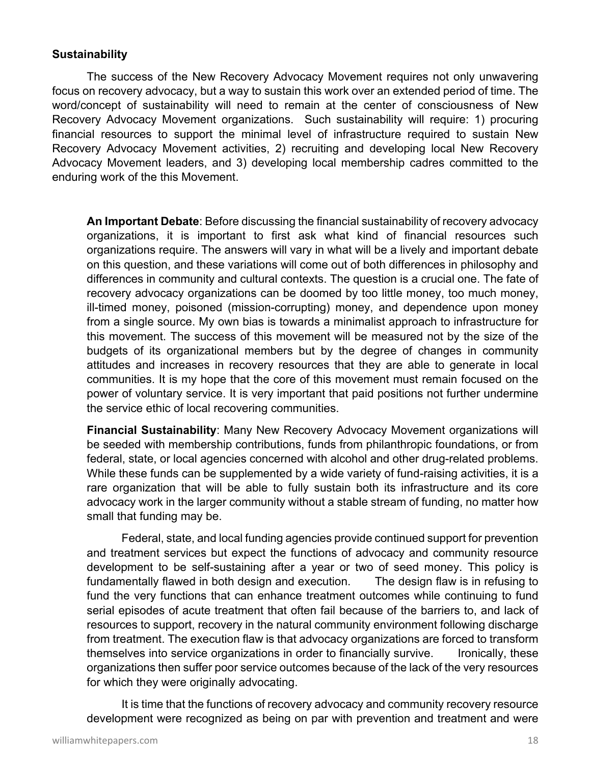**Sustainability**

The success of the New Recovery Advocacy Movement requires not only unwavering focus on recovery advocacy, but a way to sustain this work over an extended period of time. The word/concept of sustainability will need to remain at the center of consciousness of New Recovery Advocacy Movement organizations. Such sustainability will require: 1) procuring financial resources to support the minimal level of infrastructure required to sustain New Recovery Advocacy Movement activities, 2) recruiting and developing local New Recovery Advocacy Movement leaders, and 3) developing local membership cadres committed to the enduring work of the this Movement.

**An Important Debate**: Before discussing the financial sustainability of recovery advocacy organizations, it is important to first ask what kind of financial resources such organizations require. The answers will vary in what will be a lively and important debate on this question, and these variations will come out of both differences in philosophy and differences in community and cultural contexts. The question is a crucial one. The fate of recovery advocacy organizations can be doomed by too little money, too much money, ill-timed money, poisoned (mission-corrupting) money, and dependence upon money from a single source. My own bias is towards a minimalist approach to infrastructure for this movement. The success of this movement will be measured not by the size of the budgets of its organizational members but by the degree of changes in community attitudes and increases in recovery resources that they are able to generate in local communities. It is my hope that the core of this movement must remain focused on the power of voluntary service. It is very important that paid positions not further undermine the service ethic of local recovering communities.

**Financial Sustainability**: Many New Recovery Advocacy Movement organizations will be seeded with membership contributions, funds from philanthropic foundations, or from federal, state, or local agencies concerned with alcohol and other drug-related problems. While these funds can be supplemented by a wide variety of fund-raising activities, it is a rare organization that will be able to fully sustain both its infrastructure and its core advocacy work in the larger community without a stable stream of funding, no matter how small that funding may be.

Federal, state, and local funding agencies provide continued support for prevention and treatment services but expect the functions of advocacy and community resource development to be self-sustaining after a year or two of seed money. This policy is fundamentally flawed in both design and execution. The design flaw is in refusing to fund the very functions that can enhance treatment outcomes while continuing to fund serial episodes of acute treatment that often fail because of the barriers to, and lack of resources to support, recovery in the natural community environment following discharge from treatment. The execution flaw is that advocacy organizations are forced to transform themselves into service organizations in order to financially survive. Ironically, these organizations then suffer poor service outcomes because of the lack of the very resources for which they were originally advocating.

It is time that the functions of recovery advocacy and community recovery resource development were recognized as being on par with prevention and treatment and were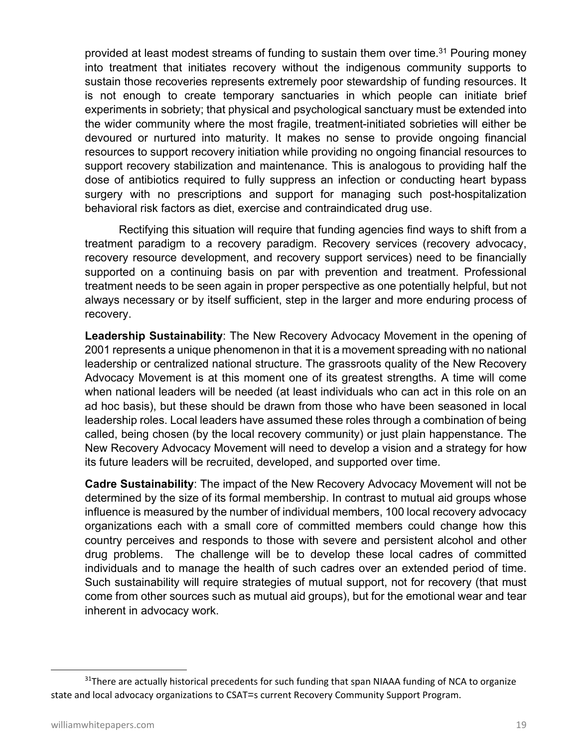provided at least modest streams of funding to sustain them over time.[31] Pouring money into treatment that initiates recovery without the indigenous community supports to sustain those recoveries represents extremely poor stewardship of funding resources. It is not enough to create temporary sanctuaries in which people can initiate brief experiments in sobriety; that physical and psychological sanctuary must be extended into the wider community where the most fragile, treatment-initiated sobrieties will either be devoured or nurtured into maturity. It makes no sense to provide ongoing financial resources to support recovery initiation while providing no ongoing financial resources to support recovery stabilization and maintenance. This is analogous to providing half the dose of antibiotics required to fully suppress an infection or conducting heart bypass surgery with no prescriptions and support for managing such post-hospitalization behavioral risk factors as diet, exercise and contraindicated drug use.

Rectifying this situation will require that funding agencies find ways to shift from a treatment paradigm to a recovery paradigm. Recovery services (recovery advocacy, recovery resource development, and recovery support services) need to be financially supported on a continuing basis on par with prevention and treatment. Professional treatment needs to be seen again in proper perspective as one potentially helpful, but not always necessary or by itself sufficient, step in the larger and more enduring process of recovery.

**Leadership Sustainability**: The New Recovery Advocacy Movement in the opening of 2001 represents a unique phenomenon in that it is a movement spreading with no national leadership or centralized national structure. The grassroots quality of the New Recovery Advocacy Movement is at this moment one of its greatest strengths. A time will come when national leaders will be needed (at least individuals who can act in this role on an ad hoc basis), but these should be drawn from those who have been seasoned in local leadership roles. Local leaders have assumed these roles through a combination of being called, being chosen (by the local recovery community) or just plain happenstance. The New Recovery Advocacy Movement will need to develop a vision and a strategy for how its future leaders will be recruited, developed, and supported over time.

**Cadre Sustainability**: The impact of the New Recovery Advocacy Movement will not be determined by the size of its formal membership. In contrast to mutual aid groups whose influence is measured by the number of individual members, 100 local recovery advocacy organizations each with a small core of committed members could change how this country perceives and responds to those with severe and persistent alcohol and other drug problems. The challenge will be to develop these local cadres of committed individuals and to manage the health of such cadres over an extended period of time. Such sustainability will require strategies of mutual support, not for recovery (that must come from other sources such as mutual aid groups), but for the emotional wear and tear inherent in advocacy work.

---

[31] There are actually historical precedents for such funding that span NIAAA funding of NCA to organize state and local advocacy organizations to CSAT=s current Recovery Community Support Program.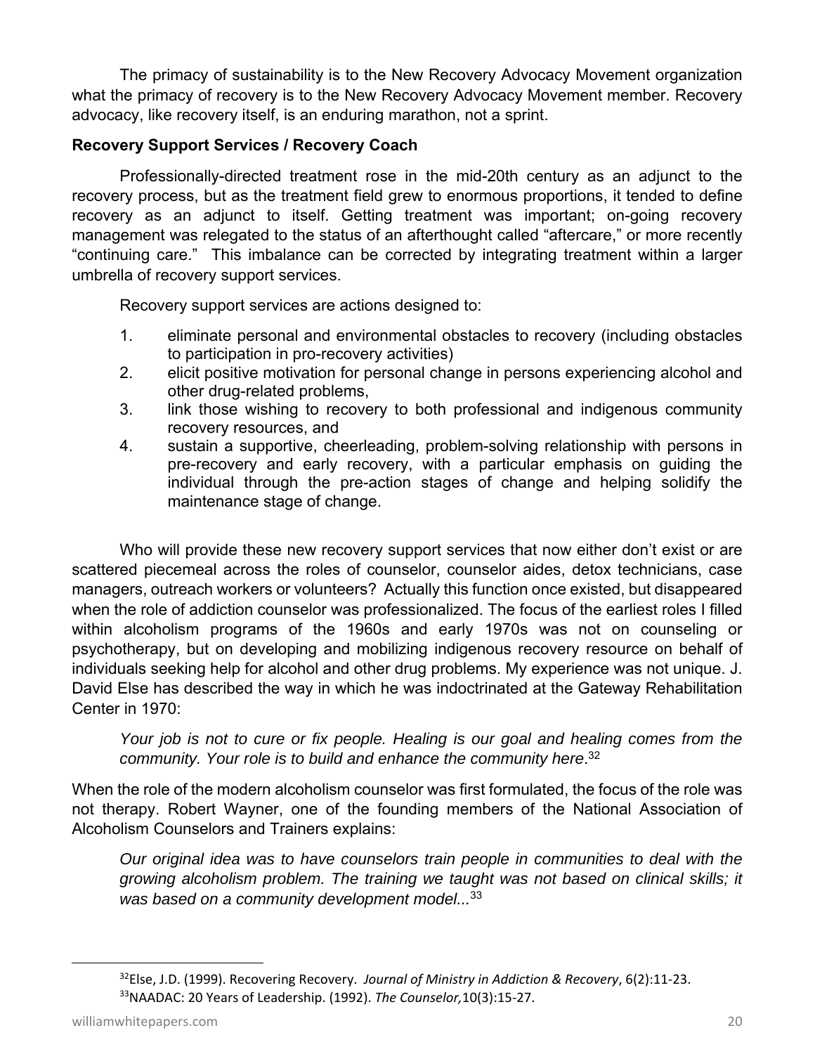The primacy of sustainability is to the New Recovery Advocacy Movement organization what the primacy of recovery is to the New Recovery Advocacy Movement member. Recovery advocacy, like recovery itself, is an enduring marathon, not a sprint.

**Recovery Support Services / Recovery Coach**

Professionally-directed treatment rose in the mid-20th century as an adjunct to the recovery process, but as the treatment field grew to enormous proportions, it tended to define recovery as an adjunct to itself. Getting treatment was important; on-going recovery management was relegated to the status of an afterthought called "aftercare," or more recently "continuing care." This imbalance can be corrected by integrating treatment within a larger umbrella of recovery support services.

Recovery support services are actions designed to:

1. eliminate personal and environmental obstacles to recovery (including obstacles to participation in pro-recovery activities)
2. elicit positive motivation for personal change in persons experiencing alcohol and other drug-related problems,
3. link those wishing to recovery to both professional and indigenous community recovery resources, and
4. sustain a supportive, cheerleading, problem-solving relationship with persons in pre-recovery and early recovery, with a particular emphasis on guiding the individual through the pre-action stages of change and helping solidify the maintenance stage of change.

Who will provide these new recovery support services that now either don't exist or are scattered piecemeal across the roles of counselor, counselor aides, detox technicians, case managers, outreach workers or volunteers? Actually this function once existed, but disappeared when the role of addiction counselor was professionalized. The focus of the earliest roles I filled within alcoholism programs of the 1960s and early 1970s was not on counseling or psychotherapy, but on developing and mobilizing indigenous recovery resource on behalf of individuals seeking help for alcohol and other drug problems. My experience was not unique. J. David Else has described the way in which he was indoctrinated at the Gateway Rehabilitation Center in 1970:

> *Your job is not to cure or fix people. Healing is our goal and healing comes from the community. Your role is to build and enhance the community here*.[32]

When the role of the modern alcoholism counselor was first formulated, the focus of the role was not therapy. Robert Wayner, one of the founding members of the National Association of Alcoholism Counselors and Trainers explains:

> *Our original idea was to have counselors train people in communities to deal with the growing alcoholism problem. The training we taught was not based on clinical skills; it was based on a community development model...*[33]

---

[32] Else, J.D. (1999). Recovering Recovery. *Journal of Ministry in Addiction & Recovery*, 6(2):11-23.

[33] NAADAC: 20 Years of Leadership. (1992). *The Counselor,* 10(3):15-27.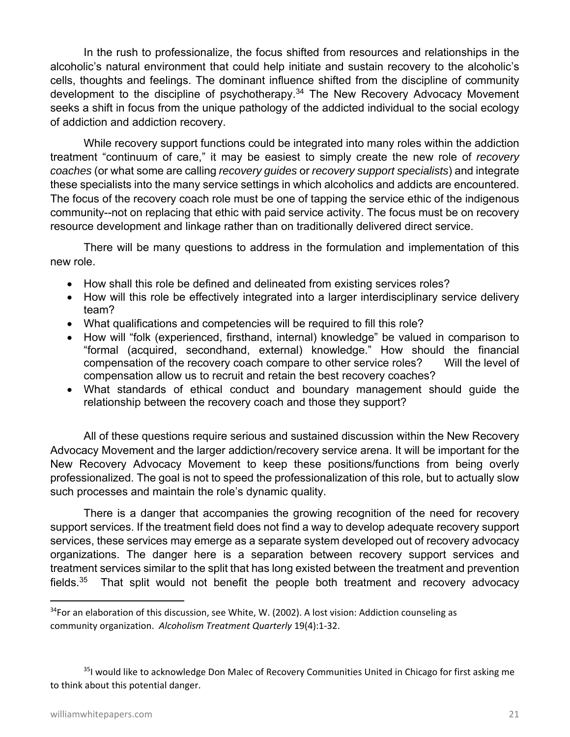In the rush to professionalize, the focus shifted from resources and relationships in the alcoholic's natural environment that could help initiate and sustain recovery to the alcoholic's cells, thoughts and feelings. The dominant influence shifted from the discipline of community development to the discipline of psychotherapy.[34] The New Recovery Advocacy Movement seeks a shift in focus from the unique pathology of the addicted individual to the social ecology of addiction and addiction recovery.

While recovery support functions could be integrated into many roles within the addiction treatment "continuum of care," it may be easiest to simply create the new role of *recovery coaches* (or what some are calling *recovery guides* or *recovery support specialists*) and integrate these specialists into the many service settings in which alcoholics and addicts are encountered. The focus of the recovery coach role must be one of tapping the service ethic of the indigenous community--not on replacing that ethic with paid service activity. The focus must be on recovery resource development and linkage rather than on traditionally delivered direct service.

There will be many questions to address in the formulation and implementation of this new role.

- How shall this role be defined and delineated from existing services roles?
- How will this role be effectively integrated into a larger interdisciplinary service delivery team?
- What qualifications and competencies will be required to fill this role?
- How will "folk (experienced, firsthand, internal) knowledge" be valued in comparison to "formal (acquired, secondhand, external) knowledge." How should the financial compensation of the recovery coach compare to other service roles? Will the level of compensation allow us to recruit and retain the best recovery coaches?
- What standards of ethical conduct and boundary management should guide the relationship between the recovery coach and those they support?

All of these questions require serious and sustained discussion within the New Recovery Advocacy Movement and the larger addiction/recovery service arena. It will be important for the New Recovery Advocacy Movement to keep these positions/functions from being overly professionalized. The goal is not to speed the professionalization of this role, but to actually slow such processes and maintain the role's dynamic quality.

There is a danger that accompanies the growing recognition of the need for recovery support services. If the treatment field does not find a way to develop adequate recovery support services, these services may emerge as a separate system developed out of recovery advocacy organizations. The danger here is a separation between recovery support services and treatment services similar to the split that has long existed between the treatment and prevention fields.[35] That split would not benefit the people both treatment and recovery advocacy

---

[34]For an elaboration of this discussion, see White, W. (2002). A lost vision: Addiction counseling as community organization. *Alcoholism Treatment Quarterly* 19(4):1-32.

[35]I would like to acknowledge Don Malec of Recovery Communities United in Chicago for first asking me to think about this potential danger.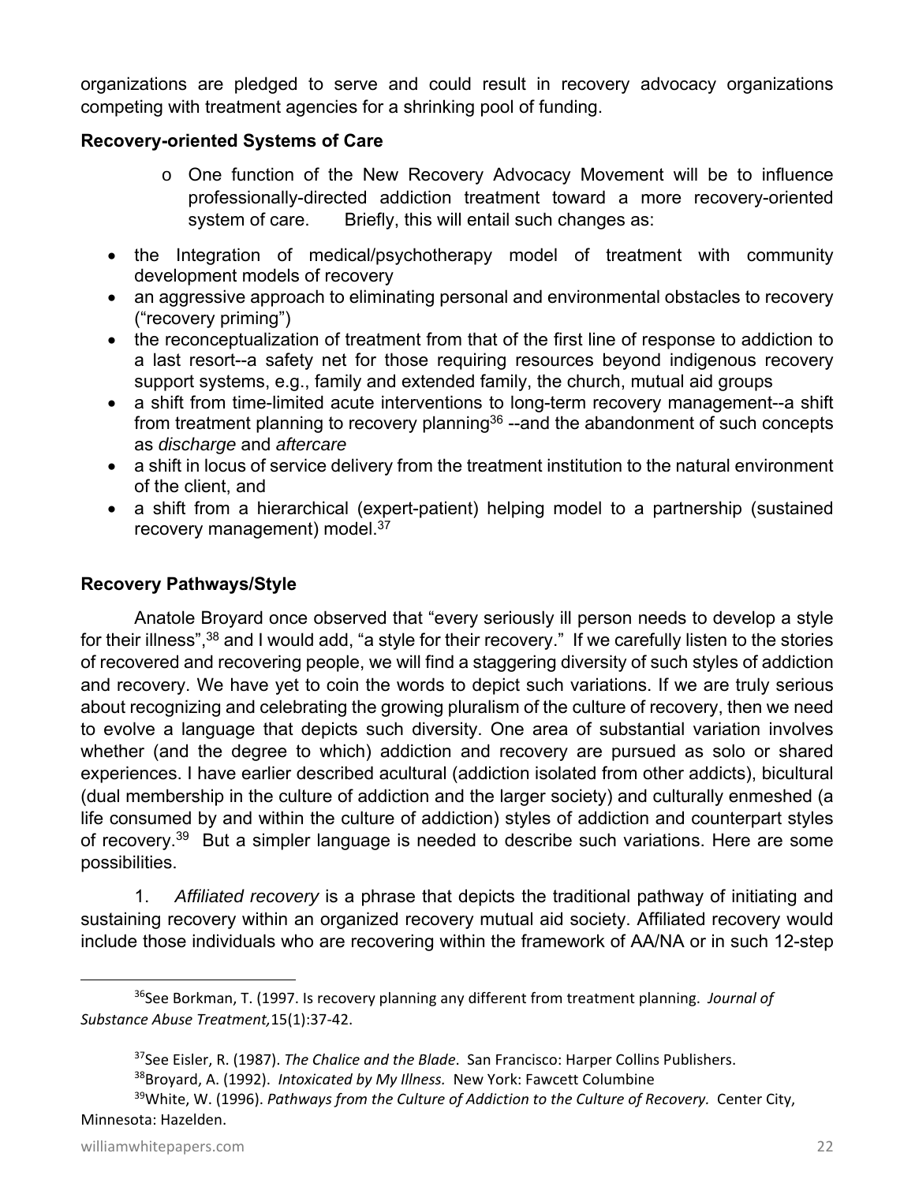organizations are pledged to serve and could result in recovery advocacy organizations competing with treatment agencies for a shrinking pool of funding.

**Recovery-oriented Systems of Care**

- o One function of the New Recovery Advocacy Movement will be to influence professionally-directed addiction treatment toward a more recovery-oriented system of care. Briefly, this will entail such changes as:

- the Integration of medical/psychotherapy model of treatment with community development models of recovery
- an aggressive approach to eliminating personal and environmental obstacles to recovery ("recovery priming")
- the reconceptualization of treatment from that of the first line of response to addiction to a last resort--a safety net for those requiring resources beyond indigenous recovery support systems, e.g., family and extended family, the church, mutual aid groups
- a shift from time-limited acute interventions to long-term recovery management--a shift from treatment planning to recovery planning[36] --and the abandonment of such concepts as *discharge* and *aftercare*
- a shift in locus of service delivery from the treatment institution to the natural environment of the client, and
- a shift from a hierarchical (expert-patient) helping model to a partnership (sustained recovery management) model.[37]

**Recovery Pathways/Style**

Anatole Broyard once observed that "every seriously ill person needs to develop a style for their illness",[38] and I would add, "a style for their recovery." If we carefully listen to the stories of recovered and recovering people, we will find a staggering diversity of such styles of addiction and recovery. We have yet to coin the words to depict such variations. If we are truly serious about recognizing and celebrating the growing pluralism of the culture of recovery, then we need to evolve a language that depicts such diversity. One area of substantial variation involves whether (and the degree to which) addiction and recovery are pursued as solo or shared experiences. I have earlier described acultural (addiction isolated from other addicts), bicultural (dual membership in the culture of addiction and the larger society) and culturally enmeshed (a life consumed by and within the culture of addiction) styles of addiction and counterpart styles of recovery.[39] But a simpler language is needed to describe such variations. Here are some possibilities.

1. *Affiliated recovery* is a phrase that depicts the traditional pathway of initiating and sustaining recovery within an organized recovery mutual aid society. Affiliated recovery would include those individuals who are recovering within the framework of AA/NA or in such 12-step

---

[36]See Borkman, T. (1997. Is recovery planning any different from treatment planning. *Journal of Substance Abuse Treatment,*15(1):37-42.

[37]See Eisler, R. (1987). *The Chalice and the Blade*. San Francisco: Harper Collins Publishers.

[38]Broyard, A. (1992). *Intoxicated by My Illness.* New York: Fawcett Columbine

[39]White, W. (1996). *Pathways from the Culture of Addiction to the Culture of Recovery.* Center City, Minnesota: Hazelden.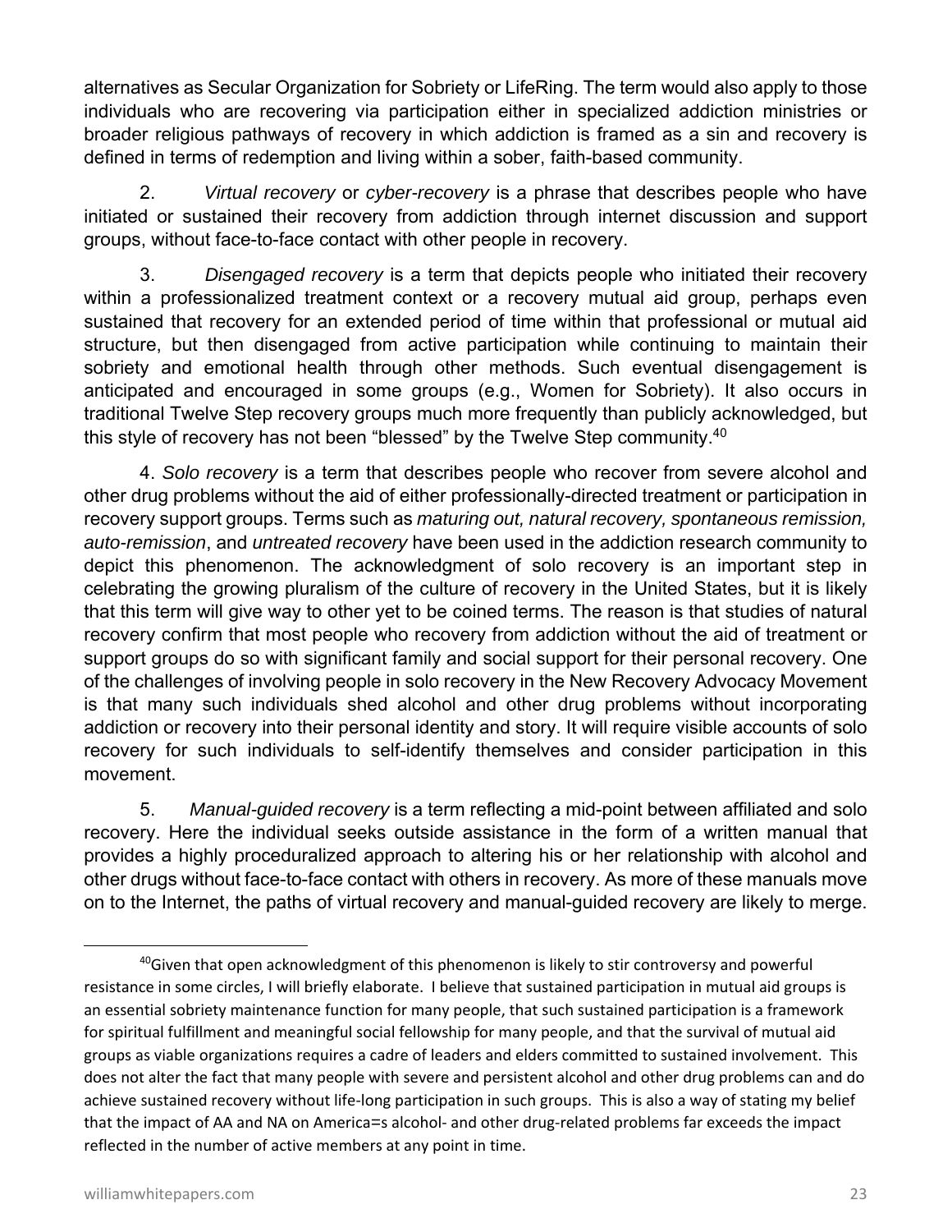alternatives as Secular Organization for Sobriety or LifeRing. The term would also apply to those individuals who are recovering via participation either in specialized addiction ministries or broader religious pathways of recovery in which addiction is framed as a sin and recovery is defined in terms of redemption and living within a sober, faith-based community.

2. *Virtual recovery* or *cyber-recovery* is a phrase that describes people who have initiated or sustained their recovery from addiction through internet discussion and support groups, without face-to-face contact with other people in recovery.

3. *Disengaged recovery* is a term that depicts people who initiated their recovery within a professionalized treatment context or a recovery mutual aid group, perhaps even sustained that recovery for an extended period of time within that professional or mutual aid structure, but then disengaged from active participation while continuing to maintain their sobriety and emotional health through other methods. Such eventual disengagement is anticipated and encouraged in some groups (e.g., Women for Sobriety). It also occurs in traditional Twelve Step recovery groups much more frequently than publicly acknowledged, but this style of recovery has not been "blessed" by the Twelve Step community.[40]

4. *Solo recovery* is a term that describes people who recover from severe alcohol and other drug problems without the aid of either professionally-directed treatment or participation in recovery support groups. Terms such as *maturing out, natural recovery, spontaneous remission, auto-remission*, and *untreated recovery* have been used in the addiction research community to depict this phenomenon. The acknowledgment of solo recovery is an important step in celebrating the growing pluralism of the culture of recovery in the United States, but it is likely that this term will give way to other yet to be coined terms. The reason is that studies of natural recovery confirm that most people who recovery from addiction without the aid of treatment or support groups do so with significant family and social support for their personal recovery. One of the challenges of involving people in solo recovery in the New Recovery Advocacy Movement is that many such individuals shed alcohol and other drug problems without incorporating addiction or recovery into their personal identity and story. It will require visible accounts of solo recovery for such individuals to self-identify themselves and consider participation in this movement.

5. *Manual-guided recovery* is a term reflecting a mid-point between affiliated and solo recovery. Here the individual seeks outside assistance in the form of a written manual that provides a highly proceduralized approach to altering his or her relationship with alcohol and other drugs without face-to-face contact with others in recovery. As more of these manuals move on to the Internet, the paths of virtual recovery and manual-guided recovery are likely to merge.

---

[40]Given that open acknowledgment of this phenomenon is likely to stir controversy and powerful resistance in some circles, I will briefly elaborate. I believe that sustained participation in mutual aid groups is an essential sobriety maintenance function for many people, that such sustained participation is a framework for spiritual fulfillment and meaningful social fellowship for many people, and that the survival of mutual aid groups as viable organizations requires a cadre of leaders and elders committed to sustained involvement. This does not alter the fact that many people with severe and persistent alcohol and other drug problems can and do achieve sustained recovery without life-long participation in such groups. This is also a way of stating my belief that the impact of AA and NA on America=s alcohol- and other drug-related problems far exceeds the impact reflected in the number of active members at any point in time.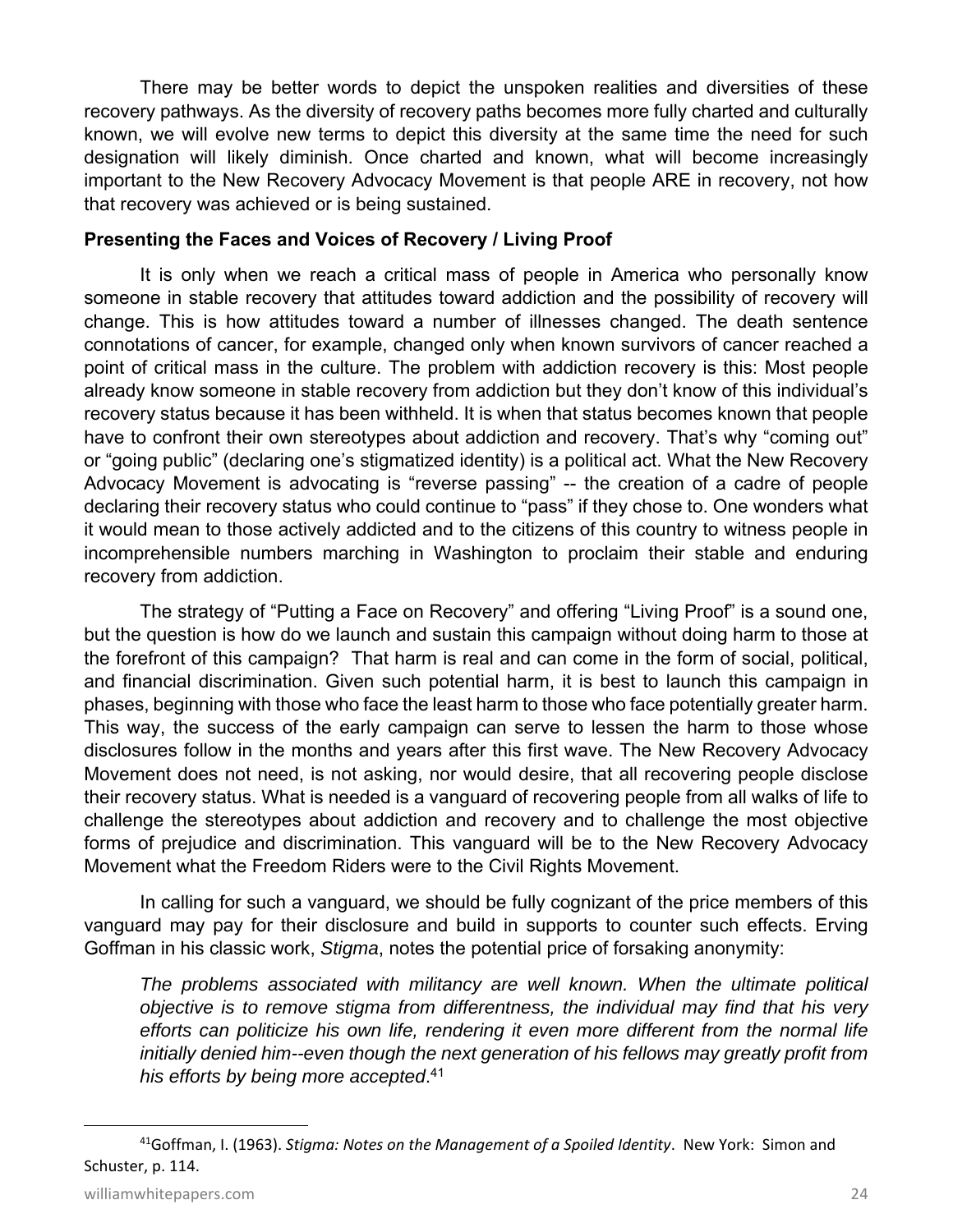There may be better words to depict the unspoken realities and diversities of these recovery pathways. As the diversity of recovery paths becomes more fully charted and culturally known, we will evolve new terms to depict this diversity at the same time the need for such designation will likely diminish. Once charted and known, what will become increasingly important to the New Recovery Advocacy Movement is that people ARE in recovery, not how that recovery was achieved or is being sustained.

**Presenting the Faces and Voices of Recovery / Living Proof**

It is only when we reach a critical mass of people in America who personally know someone in stable recovery that attitudes toward addiction and the possibility of recovery will change. This is how attitudes toward a number of illnesses changed. The death sentence connotations of cancer, for example, changed only when known survivors of cancer reached a point of critical mass in the culture. The problem with addiction recovery is this: Most people already know someone in stable recovery from addiction but they don't know of this individual's recovery status because it has been withheld. It is when that status becomes known that people have to confront their own stereotypes about addiction and recovery. That's why "coming out" or "going public" (declaring one's stigmatized identity) is a political act. What the New Recovery Advocacy Movement is advocating is "reverse passing" -- the creation of a cadre of people declaring their recovery status who could continue to "pass" if they chose to. One wonders what it would mean to those actively addicted and to the citizens of this country to witness people in incomprehensible numbers marching in Washington to proclaim their stable and enduring recovery from addiction.

The strategy of "Putting a Face on Recovery" and offering "Living Proof" is a sound one, but the question is how do we launch and sustain this campaign without doing harm to those at the forefront of this campaign? That harm is real and can come in the form of social, political, and financial discrimination. Given such potential harm, it is best to launch this campaign in phases, beginning with those who face the least harm to those who face potentially greater harm. This way, the success of the early campaign can serve to lessen the harm to those whose disclosures follow in the months and years after this first wave. The New Recovery Advocacy Movement does not need, is not asking, nor would desire, that all recovering people disclose their recovery status. What is needed is a vanguard of recovering people from all walks of life to challenge the stereotypes about addiction and recovery and to challenge the most objective forms of prejudice and discrimination. This vanguard will be to the New Recovery Advocacy Movement what the Freedom Riders were to the Civil Rights Movement.

In calling for such a vanguard, we should be fully cognizant of the price members of this vanguard may pay for their disclosure and build in supports to counter such effects. Erving Goffman in his classic work, *Stigma*, notes the potential price of forsaking anonymity:

> *The problems associated with militancy are well known. When the ultimate political objective is to remove stigma from differentness, the individual may find that his very efforts can politicize his own life, rendering it even more different from the normal life initially denied him--even though the next generation of his fellows may greatly profit from his efforts by being more accepted*.[41]

[41] Goffman, I. (1963). *Stigma: Notes on the Management of a Spoiled Identity*. New York: Simon and Schuster, p. 114.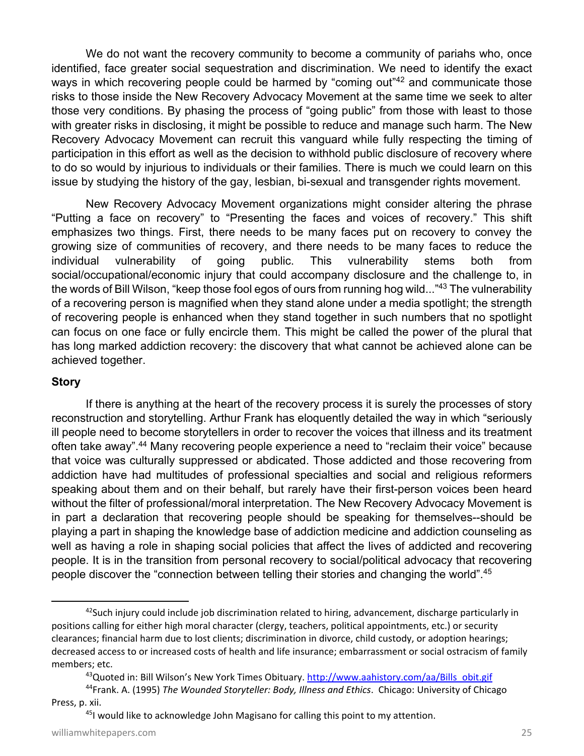We do not want the recovery community to become a community of pariahs who, once identified, face greater social sequestration and discrimination. We need to identify the exact ways in which recovering people could be harmed by "coming out"[42] and communicate those risks to those inside the New Recovery Advocacy Movement at the same time we seek to alter those very conditions. By phasing the process of "going public" from those with least to those with greater risks in disclosing, it might be possible to reduce and manage such harm. The New Recovery Advocacy Movement can recruit this vanguard while fully respecting the timing of participation in this effort as well as the decision to withhold public disclosure of recovery where to do so would by injurious to individuals or their families. There is much we could learn on this issue by studying the history of the gay, lesbian, bi-sexual and transgender rights movement.

New Recovery Advocacy Movement organizations might consider altering the phrase "Putting a face on recovery" to "Presenting the faces and voices of recovery." This shift emphasizes two things. First, there needs to be many faces put on recovery to convey the growing size of communities of recovery, and there needs to be many faces to reduce the individual vulnerability of going public. This vulnerability stems both from social/occupational/economic injury that could accompany disclosure and the challenge to, in the words of Bill Wilson, "keep those fool egos of ours from running hog wild..."[43] The vulnerability of a recovering person is magnified when they stand alone under a media spotlight; the strength of recovering people is enhanced when they stand together in such numbers that no spotlight can focus on one face or fully encircle them. This might be called the power of the plural that has long marked addiction recovery: the discovery that what cannot be achieved alone can be achieved together.

**Story**

If there is anything at the heart of the recovery process it is surely the processes of story reconstruction and storytelling. Arthur Frank has eloquently detailed the way in which "seriously ill people need to become storytellers in order to recover the voices that illness and its treatment often take away".[44] Many recovering people experience a need to "reclaim their voice" because that voice was culturally suppressed or abdicated. Those addicted and those recovering from addiction have had multitudes of professional specialties and social and religious reformers speaking about them and on their behalf, but rarely have their first-person voices been heard without the filter of professional/moral interpretation. The New Recovery Advocacy Movement is in part a declaration that recovering people should be speaking for themselves--should be playing a part in shaping the knowledge base of addiction medicine and addiction counseling as well as having a role in shaping social policies that affect the lives of addicted and recovering people. It is in the transition from personal recovery to social/political advocacy that recovering people discover the "connection between telling their stories and changing the world".[45]

---

[42]Such injury could include job discrimination related to hiring, advancement, discharge particularly in positions calling for either high moral character (clergy, teachers, political appointments, etc.) or security clearances; financial harm due to lost clients; discrimination in divorce, child custody, or adoption hearings; decreased access to or increased costs of health and life insurance; embarrassment or social ostracism of family members; etc.

[43]Quoted in: Bill Wilson's New York Times Obituary. http://www.aahistory.com/aa/Bills_obit.gif

[44]Frank. A. (1995) *The Wounded Storyteller: Body, Illness and Ethics*. Chicago: University of Chicago Press, p. xii.

[45]I would like to acknowledge John Magisano for calling this point to my attention.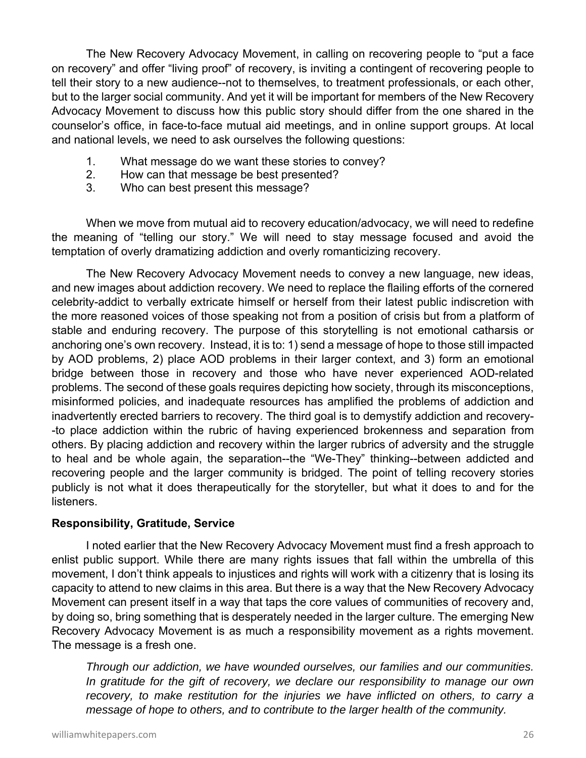The New Recovery Advocacy Movement, in calling on recovering people to "put a face on recovery" and offer "living proof" of recovery, is inviting a contingent of recovering people to tell their story to a new audience--not to themselves, to treatment professionals, or each other, but to the larger social community. And yet it will be important for members of the New Recovery Advocacy Movement to discuss how this public story should differ from the one shared in the counselor's office, in face-to-face mutual aid meetings, and in online support groups. At local and national levels, we need to ask ourselves the following questions:

1. What message do we want these stories to convey?
2. How can that message be best presented?
3. Who can best present this message?

When we move from mutual aid to recovery education/advocacy, we will need to redefine the meaning of "telling our story." We will need to stay message focused and avoid the temptation of overly dramatizing addiction and overly romanticizing recovery.

The New Recovery Advocacy Movement needs to convey a new language, new ideas, and new images about addiction recovery. We need to replace the flailing efforts of the cornered celebrity-addict to verbally extricate himself or herself from their latest public indiscretion with the more reasoned voices of those speaking not from a position of crisis but from a platform of stable and enduring recovery. The purpose of this storytelling is not emotional catharsis or anchoring one's own recovery. Instead, it is to: 1) send a message of hope to those still impacted by AOD problems, 2) place AOD problems in their larger context, and 3) form an emotional bridge between those in recovery and those who have never experienced AOD-related problems. The second of these goals requires depicting how society, through its misconceptions, misinformed policies, and inadequate resources has amplified the problems of addiction and inadvertently erected barriers to recovery. The third goal is to demystify addiction and recovery--to place addiction within the rubric of having experienced brokenness and separation from others. By placing addiction and recovery within the larger rubrics of adversity and the struggle to heal and be whole again, the separation--the "We-They" thinking--between addicted and recovering people and the larger community is bridged. The point of telling recovery stories publicly is not what it does therapeutically for the storyteller, but what it does to and for the listeners.

**Responsibility, Gratitude, Service**

I noted earlier that the New Recovery Advocacy Movement must find a fresh approach to enlist public support. While there are many rights issues that fall within the umbrella of this movement, I don't think appeals to injustices and rights will work with a citizenry that is losing its capacity to attend to new claims in this area. But there is a way that the New Recovery Advocacy Movement can present itself in a way that taps the core values of communities of recovery and, by doing so, bring something that is desperately needed in the larger culture. The emerging New Recovery Advocacy Movement is as much a responsibility movement as a rights movement. The message is a fresh one.

*Through our addiction, we have wounded ourselves, our families and our communities. In gratitude for the gift of recovery, we declare our responsibility to manage our own recovery, to make restitution for the injuries we have inflicted on others, to carry a message of hope to others, and to contribute to the larger health of the community.*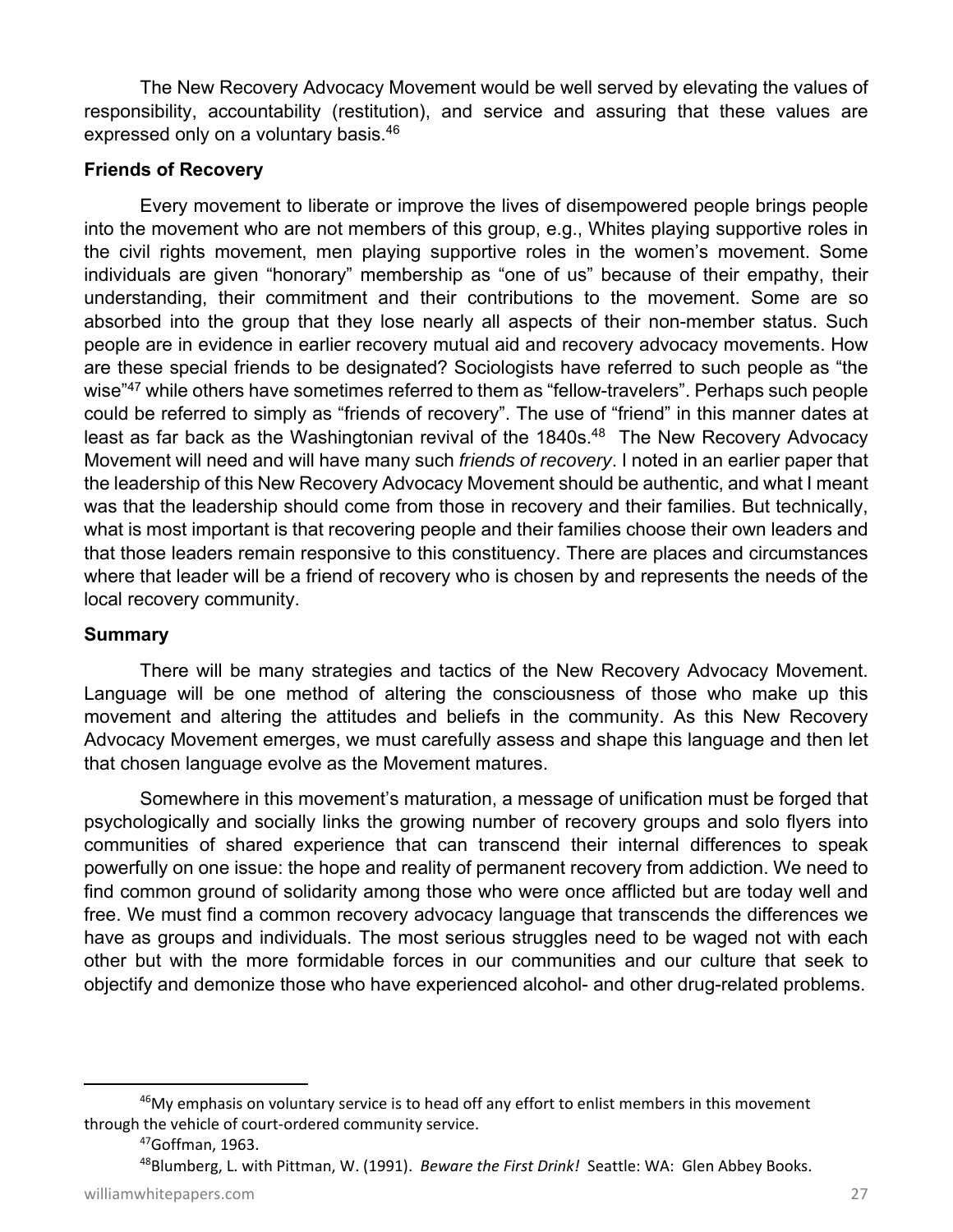The New Recovery Advocacy Movement would be well served by elevating the values of responsibility, accountability (restitution), and service and assuring that these values are expressed only on a voluntary basis.[46]

**Friends of Recovery**

Every movement to liberate or improve the lives of disempowered people brings people into the movement who are not members of this group, e.g., Whites playing supportive roles in the civil rights movement, men playing supportive roles in the women's movement. Some individuals are given "honorary" membership as "one of us" because of their empathy, their understanding, their commitment and their contributions to the movement. Some are so absorbed into the group that they lose nearly all aspects of their non-member status. Such people are in evidence in earlier recovery mutual aid and recovery advocacy movements. How are these special friends to be designated? Sociologists have referred to such people as "the wise"[47] while others have sometimes referred to them as "fellow-travelers". Perhaps such people could be referred to simply as "friends of recovery". The use of "friend" in this manner dates at least as far back as the Washingtonian revival of the 1840s.[48] The New Recovery Advocacy Movement will need and will have many such *friends of recovery*. I noted in an earlier paper that the leadership of this New Recovery Advocacy Movement should be authentic, and what I meant was that the leadership should come from those in recovery and their families. But technically, what is most important is that recovering people and their families choose their own leaders and that those leaders remain responsive to this constituency. There are places and circumstances where that leader will be a friend of recovery who is chosen by and represents the needs of the local recovery community.

**Summary**

There will be many strategies and tactics of the New Recovery Advocacy Movement. Language will be one method of altering the consciousness of those who make up this movement and altering the attitudes and beliefs in the community. As this New Recovery Advocacy Movement emerges, we must carefully assess and shape this language and then let that chosen language evolve as the Movement matures.

Somewhere in this movement's maturation, a message of unification must be forged that psychologically and socially links the growing number of recovery groups and solo flyers into communities of shared experience that can transcend their internal differences to speak powerfully on one issue: the hope and reality of permanent recovery from addiction. We need to find common ground of solidarity among those who were once afflicted but are today well and free. We must find a common recovery advocacy language that transcends the differences we have as groups and individuals. The most serious struggles need to be waged not with each other but with the more formidable forces in our communities and our culture that seek to objectify and demonize those who have experienced alcohol- and other drug-related problems.

---

[46] My emphasis on voluntary service is to head off any effort to enlist members in this movement through the vehicle of court-ordered community service.

[47] Goffman, 1963.

[48] Blumberg, L. with Pittman, W. (1991). *Beware the First Drink!* Seattle: WA: Glen Abbey Books.